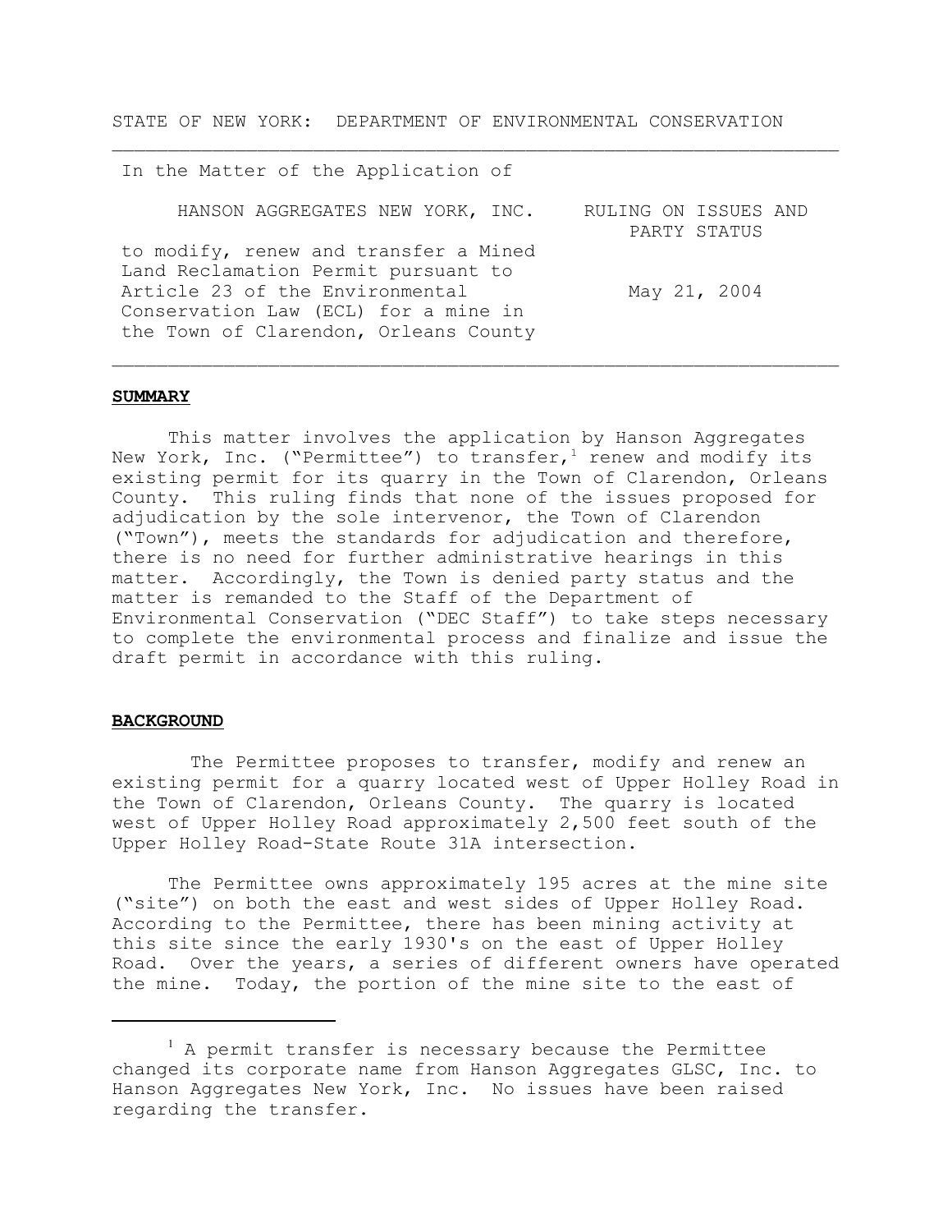STATE OF NEW YORK: DEPARTMENT OF ENVIRONMENTAL CONSERVATION

---

| In the Matter of the Application of | |
|---|---|
| HANSON AGGREGATES NEW YORK, INC. | RULING ON ISSUES AND PARTY STATUS |
| to modify, renew and transfer a Mined Land Reclamation Permit pursuant to Article 23 of the Environmental Conservation Law (ECL) for a mine in the Town of Clarendon, Orleans County | May 21, 2004 |

---

**SUMMARY**

This matter involves the application by Hanson Aggregates New York, Inc. ("Permittee") to transfer,[1] renew and modify its existing permit for its quarry in the Town of Clarendon, Orleans County. This ruling finds that none of the issues proposed for adjudication by the sole intervenor, the Town of Clarendon ("Town"), meets the standards for adjudication and therefore, there is no need for further administrative hearings in this matter. Accordingly, the Town is denied party status and the matter is remanded to the Staff of the Department of Environmental Conservation ("DEC Staff") to take steps necessary to complete the environmental process and finalize and issue the draft permit in accordance with this ruling.

**BACKGROUND**

The Permittee proposes to transfer, modify and renew an existing permit for a quarry located west of Upper Holley Road in the Town of Clarendon, Orleans County. The quarry is located west of Upper Holley Road approximately 2,500 feet south of the Upper Holley Road-State Route 31A intersection.

The Permittee owns approximately 195 acres at the mine site ("site") on both the east and west sides of Upper Holley Road. According to the Permittee, there has been mining activity at this site since the early 1930's on the east of Upper Holley Road. Over the years, a series of different owners have operated the mine. Today, the portion of the mine site to the east of

---

[1] A permit transfer is necessary because the Permittee changed its corporate name from Hanson Aggregates GLSC, Inc. to Hanson Aggregates New York, Inc. No issues have been raised regarding the transfer.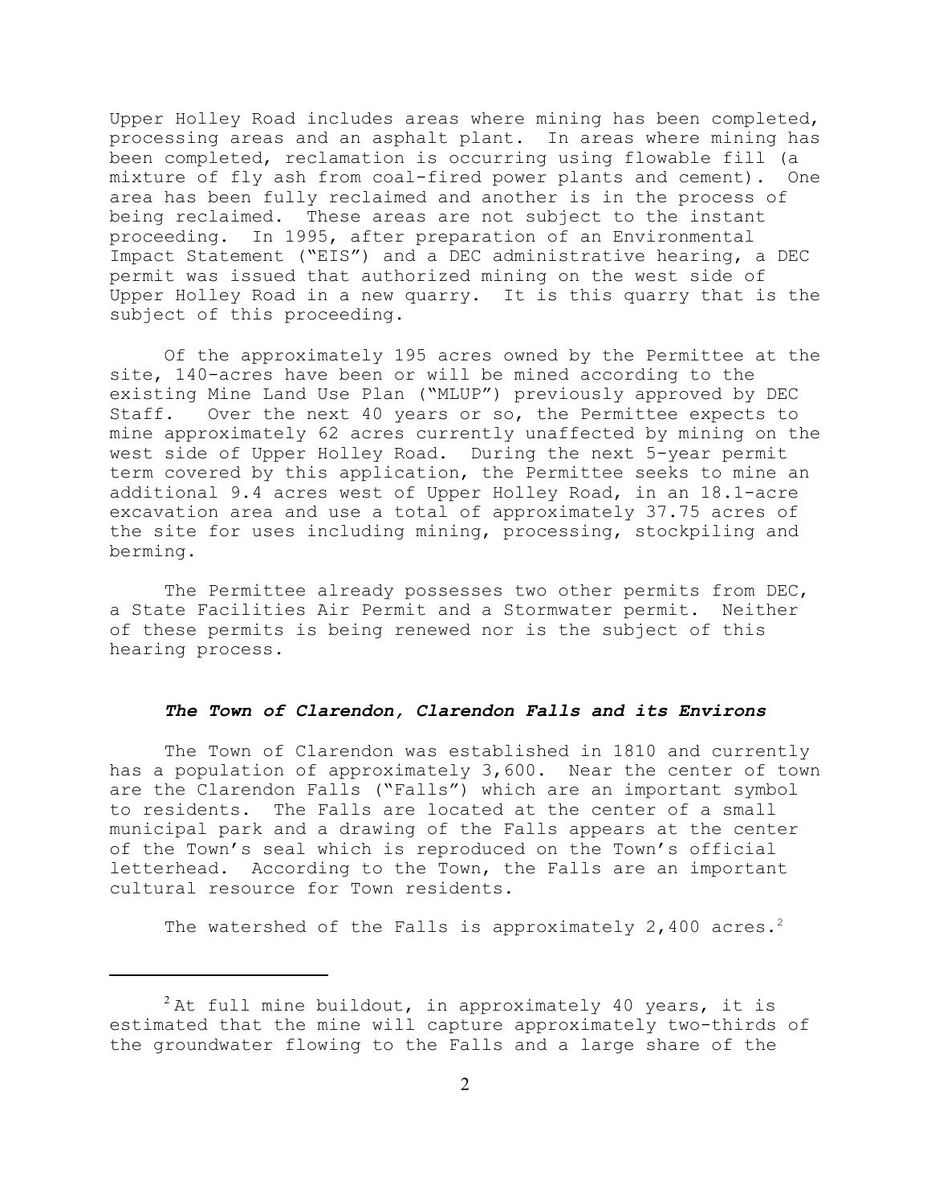Upper Holley Road includes areas where mining has been completed, processing areas and an asphalt plant. In areas where mining has been completed, reclamation is occurring using flowable fill (a mixture of fly ash from coal-fired power plants and cement). One area has been fully reclaimed and another is in the process of being reclaimed. These areas are not subject to the instant proceeding. In 1995, after preparation of an Environmental Impact Statement ("EIS") and a DEC administrative hearing, a DEC permit was issued that authorized mining on the west side of Upper Holley Road in a new quarry. It is this quarry that is the subject of this proceeding.

Of the approximately 195 acres owned by the Permittee at the site, 140-acres have been or will be mined according to the existing Mine Land Use Plan ("MLUP") previously approved by DEC Staff. Over the next 40 years or so, the Permittee expects to mine approximately 62 acres currently unaffected by mining on the west side of Upper Holley Road. During the next 5-year permit term covered by this application, the Permittee seeks to mine an additional 9.4 acres west of Upper Holley Road, in an 18.1-acre excavation area and use a total of approximately 37.75 acres of the site for uses including mining, processing, stockpiling and berming.

The Permittee already possesses two other permits from DEC, a State Facilities Air Permit and a Stormwater permit. Neither of these permits is being renewed nor is the subject of this hearing process.

### ***The Town of Clarendon, Clarendon Falls and its Environs***

The Town of Clarendon was established in 1810 and currently has a population of approximately 3,600. Near the center of town are the Clarendon Falls ("Falls") which are an important symbol to residents. The Falls are located at the center of a small municipal park and a drawing of the Falls appears at the center of the Town's seal which is reproduced on the Town's official letterhead. According to the Town, the Falls are an important cultural resource for Town residents.

The watershed of the Falls is approximately 2,400 acres.[2]

---

[2] At full mine buildout, in approximately 40 years, it is estimated that the mine will capture approximately two-thirds of the groundwater flowing to the Falls and a large share of the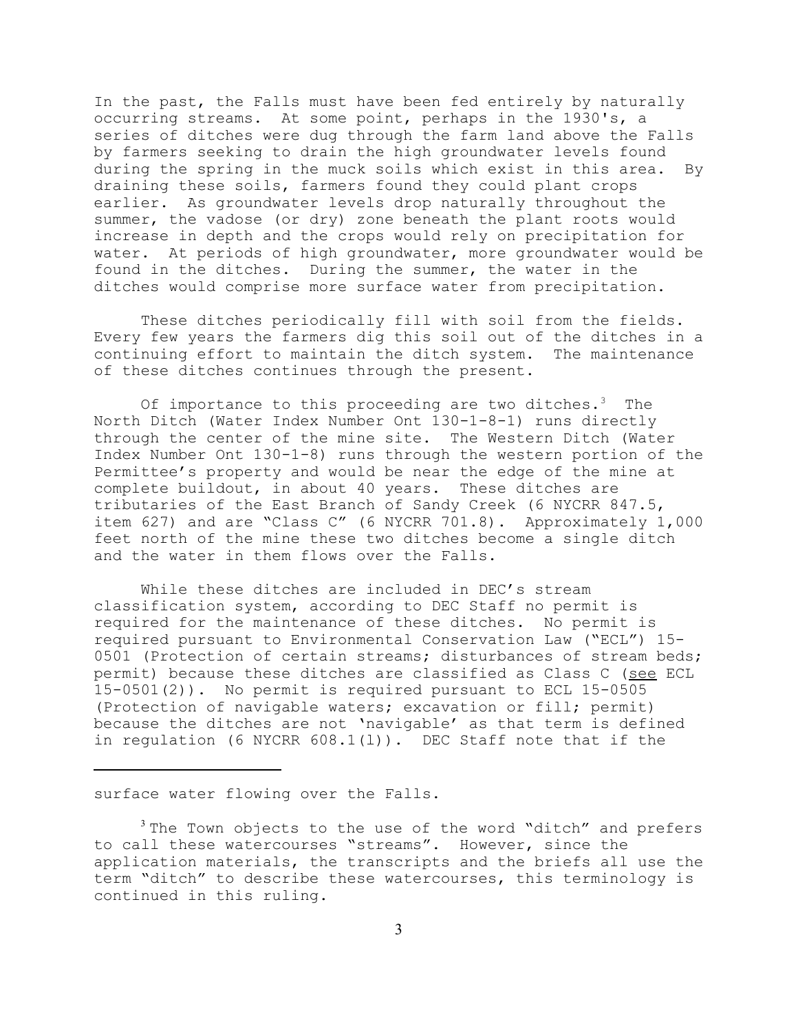In the past, the Falls must have been fed entirely by naturally occurring streams. At some point, perhaps in the 1930's, a series of ditches were dug through the farm land above the Falls by farmers seeking to drain the high groundwater levels found during the spring in the muck soils which exist in this area. By draining these soils, farmers found they could plant crops earlier. As groundwater levels drop naturally throughout the summer, the vadose (or dry) zone beneath the plant roots would increase in depth and the crops would rely on precipitation for water. At periods of high groundwater, more groundwater would be found in the ditches. During the summer, the water in the ditches would comprise more surface water from precipitation.

These ditches periodically fill with soil from the fields. Every few years the farmers dig this soil out of the ditches in a continuing effort to maintain the ditch system. The maintenance of these ditches continues through the present.

Of importance to this proceeding are two ditches.[3] The North Ditch (Water Index Number Ont 130-1-8-1) runs directly through the center of the mine site. The Western Ditch (Water Index Number Ont 130-1-8) runs through the western portion of the Permittee's property and would be near the edge of the mine at complete buildout, in about 40 years. These ditches are tributaries of the East Branch of Sandy Creek (6 NYCRR 847.5, item 627) and are "Class C" (6 NYCRR 701.8). Approximately 1,000 feet north of the mine these two ditches become a single ditch and the water in them flows over the Falls.

While these ditches are included in DEC's stream classification system, according to DEC Staff no permit is required for the maintenance of these ditches. No permit is required pursuant to Environmental Conservation Law ("ECL") 15-0501 (Protection of certain streams; disturbances of stream beds; permit) because these ditches are classified as Class C (<u>see</u> ECL 15-0501(2)). No permit is required pursuant to ECL 15-0505 (Protection of navigable waters; excavation or fill; permit) because the ditches are not 'navigable' as that term is defined in regulation (6 NYCRR 608.1(l)). DEC Staff note that if the

---

surface water flowing over the Falls.

[3] The Town objects to the use of the word "ditch" and prefers to call these watercourses "streams". However, since the application materials, the transcripts and the briefs all use the term "ditch" to describe these watercourses, this terminology is continued in this ruling.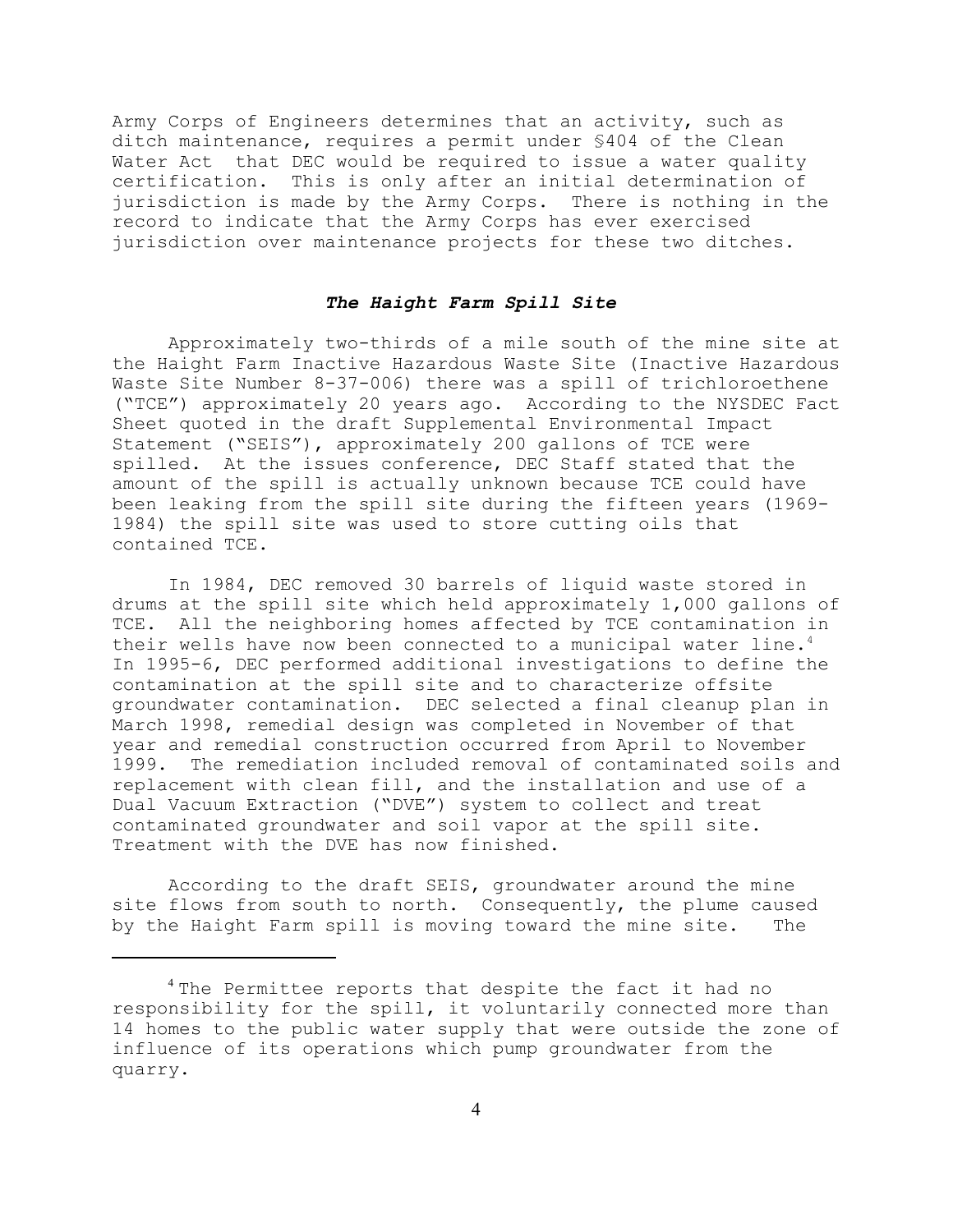Army Corps of Engineers determines that an activity, such as ditch maintenance, requires a permit under §404 of the Clean Water Act that DEC would be required to issue a water quality certification. This is only after an initial determination of jurisdiction is made by the Army Corps. There is nothing in the record to indicate that the Army Corps has ever exercised jurisdiction over maintenance projects for these two ditches.

### *The Haight Farm Spill Site*

Approximately two-thirds of a mile south of the mine site at the Haight Farm Inactive Hazardous Waste Site (Inactive Hazardous Waste Site Number 8-37-006) there was a spill of trichloroethene ("TCE") approximately 20 years ago. According to the NYSDEC Fact Sheet quoted in the draft Supplemental Environmental Impact Statement ("SEIS"), approximately 200 gallons of TCE were spilled. At the issues conference, DEC Staff stated that the amount of the spill is actually unknown because TCE could have been leaking from the spill site during the fifteen years (1969-1984) the spill site was used to store cutting oils that contained TCE.

In 1984, DEC removed 30 barrels of liquid waste stored in drums at the spill site which held approximately 1,000 gallons of TCE. All the neighboring homes affected by TCE contamination in their wells have now been connected to a municipal water line.[4] In 1995-6, DEC performed additional investigations to define the contamination at the spill site and to characterize offsite groundwater contamination. DEC selected a final cleanup plan in March 1998, remedial design was completed in November of that year and remedial construction occurred from April to November 1999. The remediation included removal of contaminated soils and replacement with clean fill, and the installation and use of a Dual Vacuum Extraction ("DVE") system to collect and treat contaminated groundwater and soil vapor at the spill site. Treatment with the DVE has now finished.

According to the draft SEIS, groundwater around the mine site flows from south to north. Consequently, the plume caused by the Haight Farm spill is moving toward the mine site. The

---

[4] The Permittee reports that despite the fact it had no responsibility for the spill, it voluntarily connected more than 14 homes to the public water supply that were outside the zone of influence of its operations which pump groundwater from the quarry.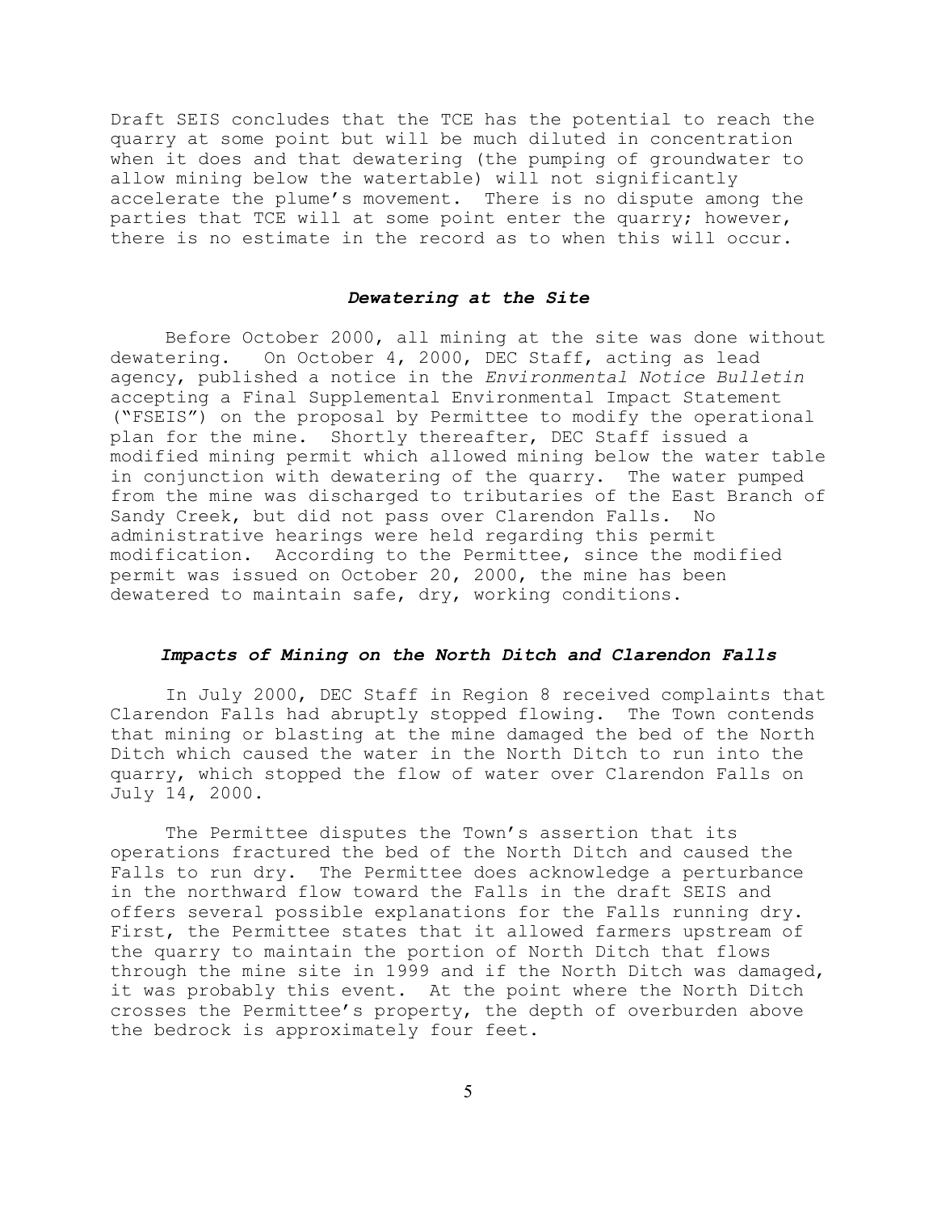Draft SEIS concludes that the TCE has the potential to reach the quarry at some point but will be much diluted in concentration when it does and that dewatering (the pumping of groundwater to allow mining below the watertable) will not significantly accelerate the plume's movement. There is no dispute among the parties that TCE will at some point enter the quarry; however, there is no estimate in the record as to when this will occur.

### *Dewatering at the Site*

Before October 2000, all mining at the site was done without dewatering. On October 4, 2000, DEC Staff, acting as lead agency, published a notice in the *Environmental Notice Bulletin* accepting a Final Supplemental Environmental Impact Statement ("FSEIS") on the proposal by Permittee to modify the operational plan for the mine. Shortly thereafter, DEC Staff issued a modified mining permit which allowed mining below the water table in conjunction with dewatering of the quarry. The water pumped from the mine was discharged to tributaries of the East Branch of Sandy Creek, but did not pass over Clarendon Falls. No administrative hearings were held regarding this permit modification. According to the Permittee, since the modified permit was issued on October 20, 2000, the mine has been dewatered to maintain safe, dry, working conditions.

### *Impacts of Mining on the North Ditch and Clarendon Falls*

In July 2000, DEC Staff in Region 8 received complaints that Clarendon Falls had abruptly stopped flowing. The Town contends that mining or blasting at the mine damaged the bed of the North Ditch which caused the water in the North Ditch to run into the quarry, which stopped the flow of water over Clarendon Falls on July 14, 2000.

The Permittee disputes the Town's assertion that its operations fractured the bed of the North Ditch and caused the Falls to run dry. The Permittee does acknowledge a perturbance in the northward flow toward the Falls in the draft SEIS and offers several possible explanations for the Falls running dry. First, the Permittee states that it allowed farmers upstream of the quarry to maintain the portion of North Ditch that flows through the mine site in 1999 and if the North Ditch was damaged, it was probably this event. At the point where the North Ditch crosses the Permittee's property, the depth of overburden above the bedrock is approximately four feet.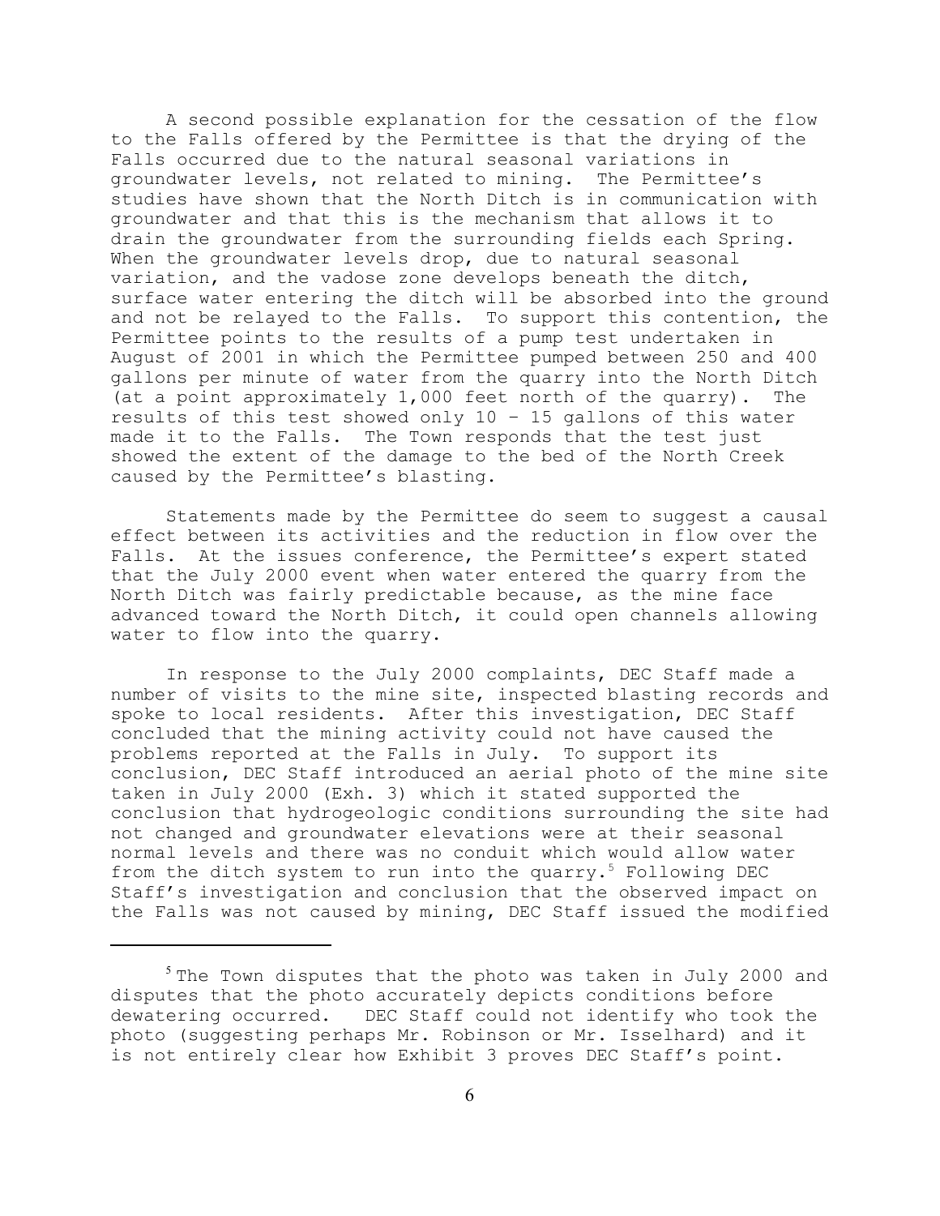A second possible explanation for the cessation of the flow to the Falls offered by the Permittee is that the drying of the Falls occurred due to the natural seasonal variations in groundwater levels, not related to mining. The Permittee's studies have shown that the North Ditch is in communication with groundwater and that this is the mechanism that allows it to drain the groundwater from the surrounding fields each Spring. When the groundwater levels drop, due to natural seasonal variation, and the vadose zone develops beneath the ditch, surface water entering the ditch will be absorbed into the ground and not be relayed to the Falls. To support this contention, the Permittee points to the results of a pump test undertaken in August of 2001 in which the Permittee pumped between 250 and 400 gallons per minute of water from the quarry into the North Ditch (at a point approximately 1,000 feet north of the quarry). The results of this test showed only 10 - 15 gallons of this water made it to the Falls. The Town responds that the test just showed the extent of the damage to the bed of the North Creek caused by the Permittee's blasting.

Statements made by the Permittee do seem to suggest a causal effect between its activities and the reduction in flow over the Falls. At the issues conference, the Permittee's expert stated that the July 2000 event when water entered the quarry from the North Ditch was fairly predictable because, as the mine face advanced toward the North Ditch, it could open channels allowing water to flow into the quarry.

In response to the July 2000 complaints, DEC Staff made a number of visits to the mine site, inspected blasting records and spoke to local residents. After this investigation, DEC Staff concluded that the mining activity could not have caused the problems reported at the Falls in July. To support its conclusion, DEC Staff introduced an aerial photo of the mine site taken in July 2000 (Exh. 3) which it stated supported the conclusion that hydrogeologic conditions surrounding the site had not changed and groundwater elevations were at their seasonal normal levels and there was no conduit which would allow water from the ditch system to run into the quarry.[5] Following DEC Staff's investigation and conclusion that the observed impact on the Falls was not caused by mining, DEC Staff issued the modified

[5] The Town disputes that the photo was taken in July 2000 and disputes that the photo accurately depicts conditions before dewatering occurred. DEC Staff could not identify who took the photo (suggesting perhaps Mr. Robinson or Mr. Isselhard) and it is not entirely clear how Exhibit 3 proves DEC Staff's point.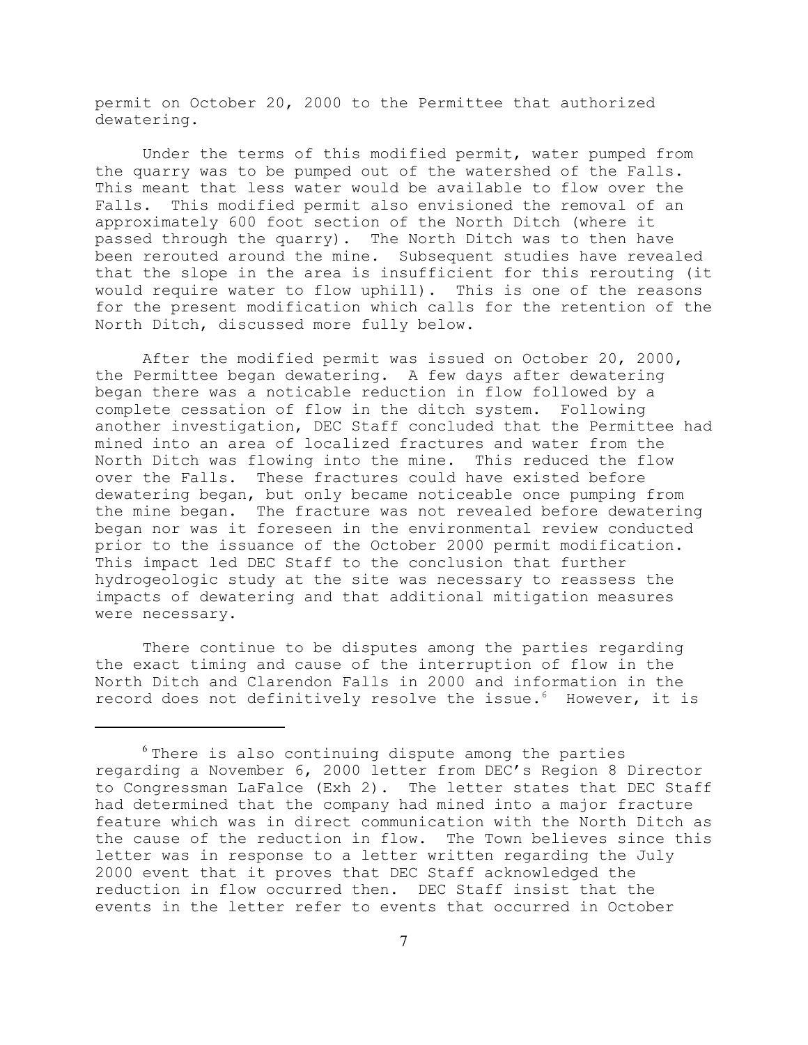permit on October 20, 2000 to the Permittee that authorized dewatering.

Under the terms of this modified permit, water pumped from the quarry was to be pumped out of the watershed of the Falls. This meant that less water would be available to flow over the Falls. This modified permit also envisioned the removal of an approximately 600 foot section of the North Ditch (where it passed through the quarry). The North Ditch was to then have been rerouted around the mine. Subsequent studies have revealed that the slope in the area is insufficient for this rerouting (it would require water to flow uphill). This is one of the reasons for the present modification which calls for the retention of the North Ditch, discussed more fully below.

After the modified permit was issued on October 20, 2000, the Permittee began dewatering. A few days after dewatering began there was a noticable reduction in flow followed by a complete cessation of flow in the ditch system. Following another investigation, DEC Staff concluded that the Permittee had mined into an area of localized fractures and water from the North Ditch was flowing into the mine. This reduced the flow over the Falls. These fractures could have existed before dewatering began, but only became noticeable once pumping from the mine began. The fracture was not revealed before dewatering began nor was it foreseen in the environmental review conducted prior to the issuance of the October 2000 permit modification. This impact led DEC Staff to the conclusion that further hydrogeologic study at the site was necessary to reassess the impacts of dewatering and that additional mitigation measures were necessary.

There continue to be disputes among the parties regarding the exact timing and cause of the interruption of flow in the North Ditch and Clarendon Falls in 2000 and information in the record does not definitively resolve the issue.[6] However, it is

[6] There is also continuing dispute among the parties regarding a November 6, 2000 letter from DEC's Region 8 Director to Congressman LaFalce (Exh 2). The letter states that DEC Staff had determined that the company had mined into a major fracture feature which was in direct communication with the North Ditch as the cause of the reduction in flow. The Town believes since this letter was in response to a letter written regarding the July 2000 event that it proves that DEC Staff acknowledged the reduction in flow occurred then. DEC Staff insist that the events in the letter refer to events that occurred in October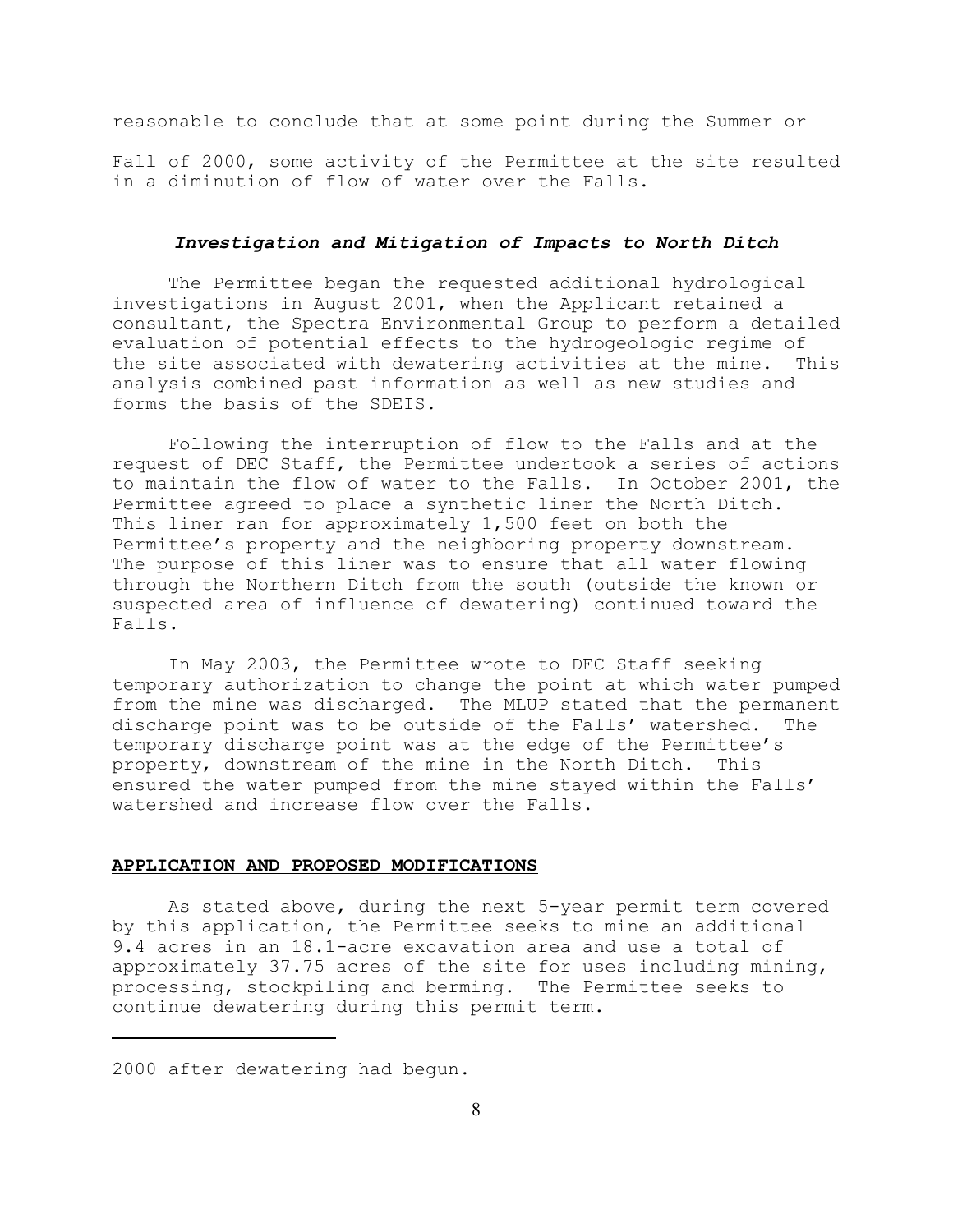reasonable to conclude that at some point during the Summer or Fall of 2000, some activity of the Permittee at the site resulted in a diminution of flow of water over the Falls.

### *Investigation and Mitigation of Impacts to North Ditch*

The Permittee began the requested additional hydrological investigations in August 2001, when the Applicant retained a consultant, the Spectra Environmental Group to perform a detailed evaluation of potential effects to the hydrogeologic regime of the site associated with dewatering activities at the mine. This analysis combined past information as well as new studies and forms the basis of the SDEIS.

Following the interruption of flow to the Falls and at the request of DEC Staff, the Permittee undertook a series of actions to maintain the flow of water to the Falls. In October 2001, the Permittee agreed to place a synthetic liner the North Ditch. This liner ran for approximately 1,500 feet on both the Permittee's property and the neighboring property downstream. The purpose of this liner was to ensure that all water flowing through the Northern Ditch from the south (outside the known or suspected area of influence of dewatering) continued toward the Falls.

In May 2003, the Permittee wrote to DEC Staff seeking temporary authorization to change the point at which water pumped from the mine was discharged. The MLUP stated that the permanent discharge point was to be outside of the Falls' watershed. The temporary discharge point was at the edge of the Permittee's property, downstream of the mine in the North Ditch. This ensured the water pumped from the mine stayed within the Falls' watershed and increase flow over the Falls.

## APPLICATION AND PROPOSED MODIFICATIONS

As stated above, during the next 5-year permit term covered by this application, the Permittee seeks to mine an additional 9.4 acres in an 18.1-acre excavation area and use a total of approximately 37.75 acres of the site for uses including mining, processing, stockpiling and berming. The Permittee seeks to continue dewatering during this permit term.

---

2000 after dewatering had begun.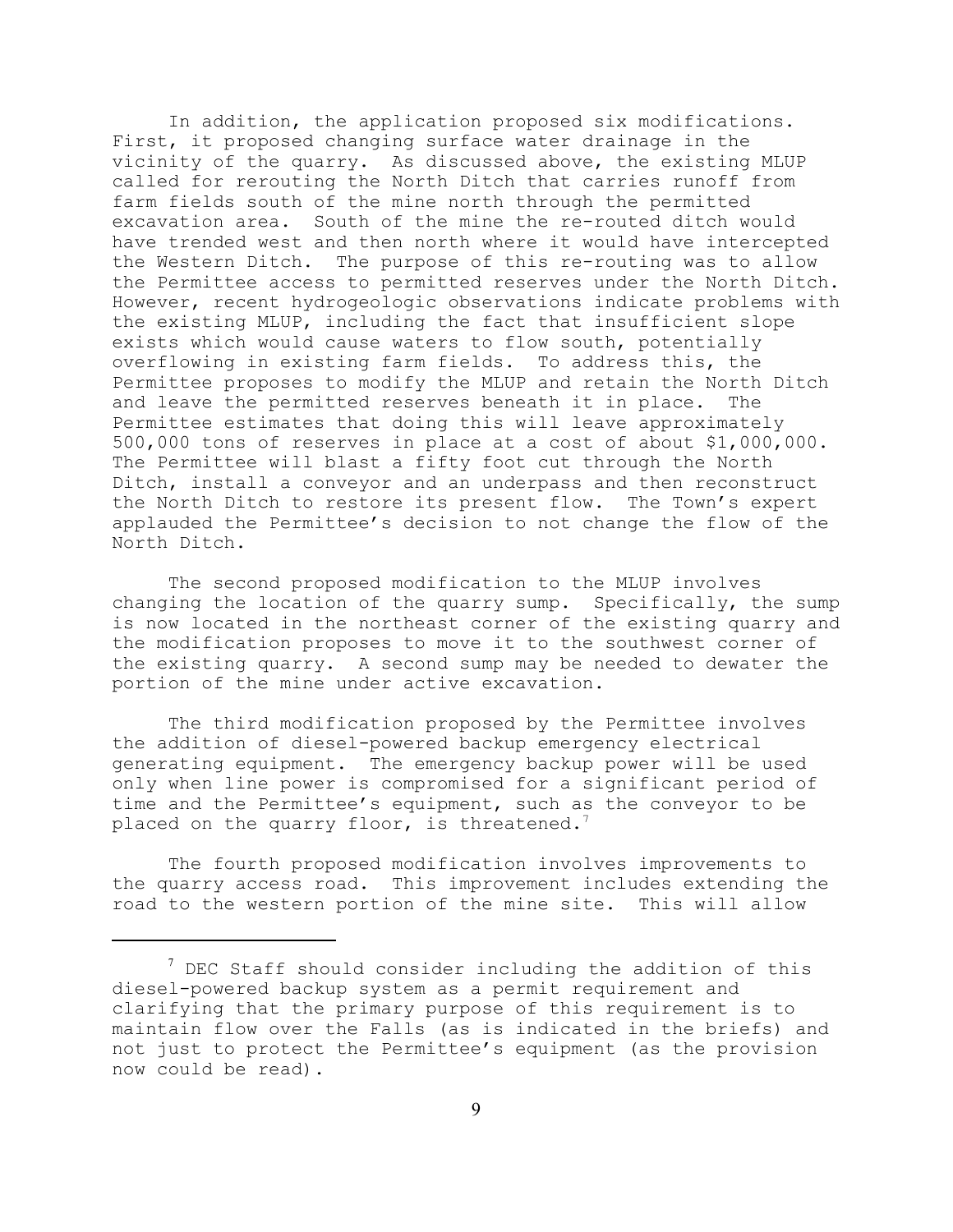In addition, the application proposed six modifications. First, it proposed changing surface water drainage in the vicinity of the quarry. As discussed above, the existing MLUP called for rerouting the North Ditch that carries runoff from farm fields south of the mine north through the permitted excavation area. South of the mine the re-routed ditch would have trended west and then north where it would have intercepted the Western Ditch. The purpose of this re-routing was to allow the Permittee access to permitted reserves under the North Ditch. However, recent hydrogeologic observations indicate problems with the existing MLUP, including the fact that insufficient slope exists which would cause waters to flow south, potentially overflowing in existing farm fields. To address this, the Permittee proposes to modify the MLUP and retain the North Ditch and leave the permitted reserves beneath it in place. The Permittee estimates that doing this will leave approximately 500,000 tons of reserves in place at a cost of about $1,000,000. The Permittee will blast a fifty foot cut through the North Ditch, install a conveyor and an underpass and then reconstruct the North Ditch to restore its present flow. The Town's expert applauded the Permittee's decision to not change the flow of the North Ditch.

The second proposed modification to the MLUP involves changing the location of the quarry sump. Specifically, the sump is now located in the northeast corner of the existing quarry and the modification proposes to move it to the southwest corner of the existing quarry. A second sump may be needed to dewater the portion of the mine under active excavation.

The third modification proposed by the Permittee involves the addition of diesel-powered backup emergency electrical generating equipment. The emergency backup power will be used only when line power is compromised for a significant period of time and the Permittee's equipment, such as the conveyor to be placed on the quarry floor, is threatened.[7]

The fourth proposed modification involves improvements to the quarry access road. This improvement includes extending the road to the western portion of the mine site. This will allow

[7] DEC Staff should consider including the addition of this diesel-powered backup system as a permit requirement and clarifying that the primary purpose of this requirement is to maintain flow over the Falls (as is indicated in the briefs) and not just to protect the Permittee's equipment (as the provision now could be read).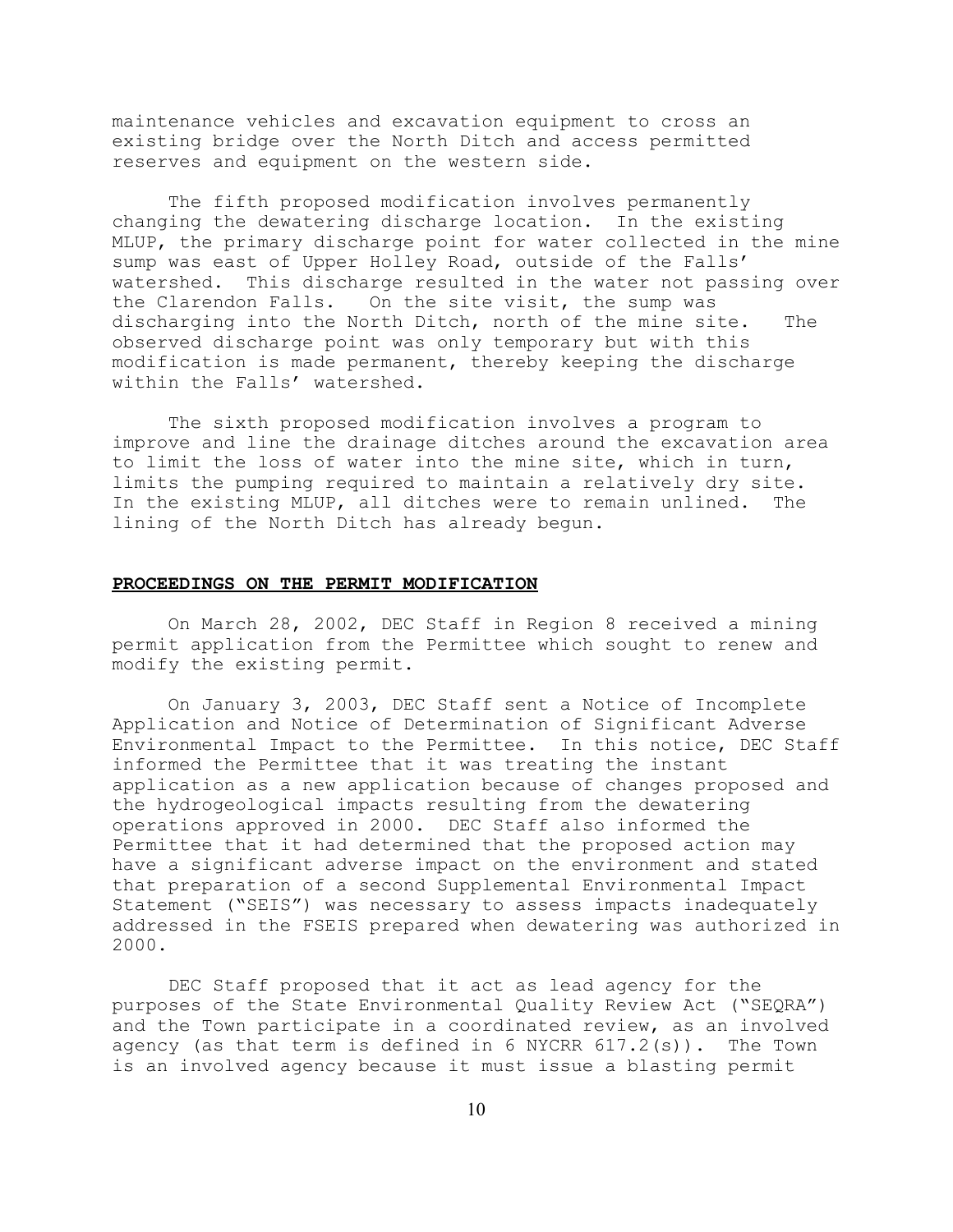maintenance vehicles and excavation equipment to cross an existing bridge over the North Ditch and access permitted reserves and equipment on the western side.

The fifth proposed modification involves permanently changing the dewatering discharge location. In the existing MLUP, the primary discharge point for water collected in the mine sump was east of Upper Holley Road, outside of the Falls' watershed. This discharge resulted in the water not passing over the Clarendon Falls. On the site visit, the sump was discharging into the North Ditch, north of the mine site. The observed discharge point was only temporary but with this modification is made permanent, thereby keeping the discharge within the Falls' watershed.

The sixth proposed modification involves a program to improve and line the drainage ditches around the excavation area to limit the loss of water into the mine site, which in turn, limits the pumping required to maintain a relatively dry site. In the existing MLUP, all ditches were to remain unlined. The lining of the North Ditch has already begun.

## PROCEEDINGS ON THE PERMIT MODIFICATION

On March 28, 2002, DEC Staff in Region 8 received a mining permit application from the Permittee which sought to renew and modify the existing permit.

On January 3, 2003, DEC Staff sent a Notice of Incomplete Application and Notice of Determination of Significant Adverse Environmental Impact to the Permittee. In this notice, DEC Staff informed the Permittee that it was treating the instant application as a new application because of changes proposed and the hydrogeological impacts resulting from the dewatering operations approved in 2000. DEC Staff also informed the Permittee that it had determined that the proposed action may have a significant adverse impact on the environment and stated that preparation of a second Supplemental Environmental Impact Statement ("SEIS") was necessary to assess impacts inadequately addressed in the FSEIS prepared when dewatering was authorized in 2000.

DEC Staff proposed that it act as lead agency for the purposes of the State Environmental Quality Review Act ("SEQRA") and the Town participate in a coordinated review, as an involved agency (as that term is defined in 6 NYCRR 617.2(s)). The Town is an involved agency because it must issue a blasting permit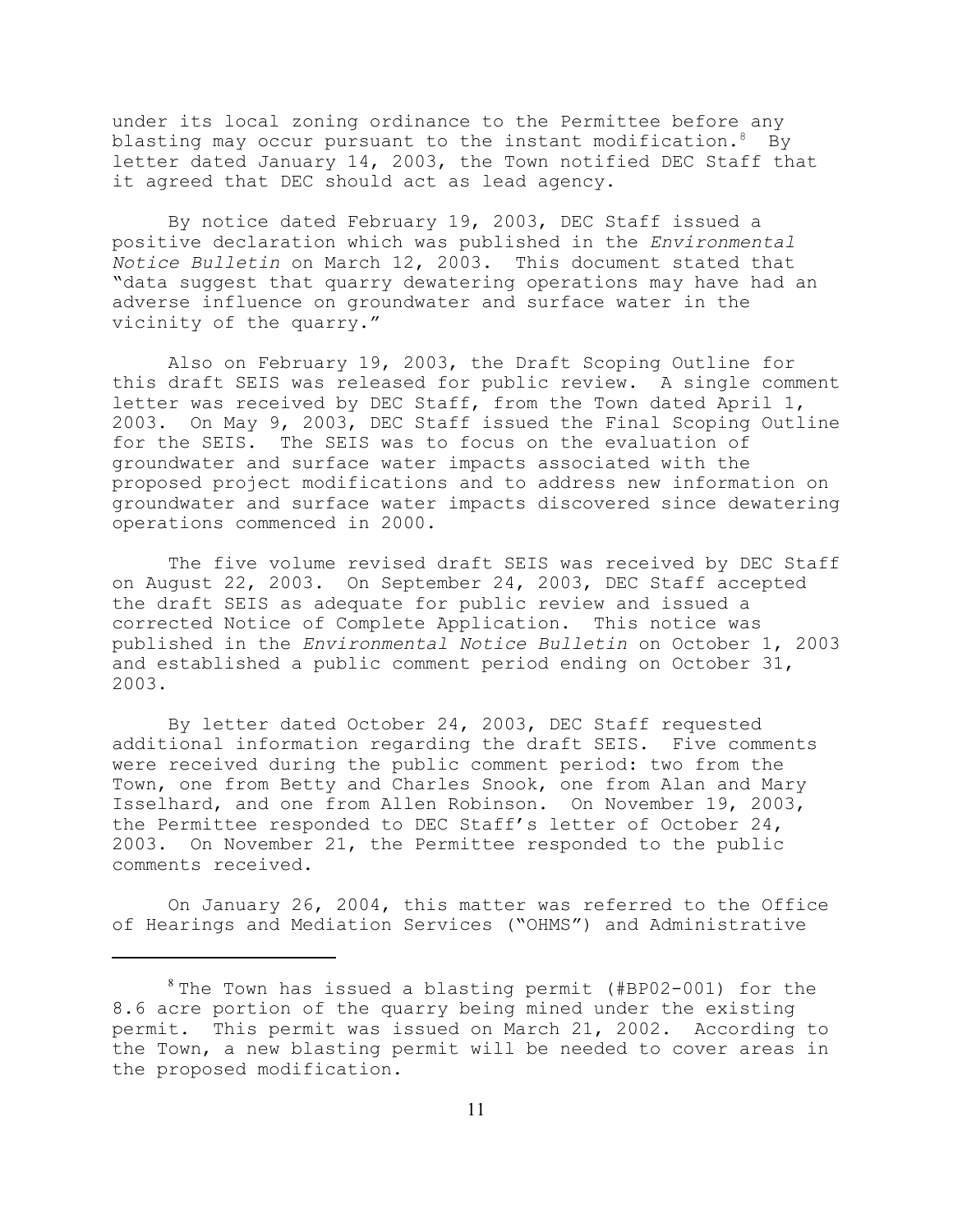under its local zoning ordinance to the Permittee before any blasting may occur pursuant to the instant modification.[8] By letter dated January 14, 2003, the Town notified DEC Staff that it agreed that DEC should act as lead agency.

By notice dated February 19, 2003, DEC Staff issued a positive declaration which was published in the *Environmental Notice Bulletin* on March 12, 2003. This document stated that "data suggest that quarry dewatering operations may have had an adverse influence on groundwater and surface water in the vicinity of the quarry."

Also on February 19, 2003, the Draft Scoping Outline for this draft SEIS was released for public review. A single comment letter was received by DEC Staff, from the Town dated April 1, 2003. On May 9, 2003, DEC Staff issued the Final Scoping Outline for the SEIS. The SEIS was to focus on the evaluation of groundwater and surface water impacts associated with the proposed project modifications and to address new information on groundwater and surface water impacts discovered since dewatering operations commenced in 2000.

The five volume revised draft SEIS was received by DEC Staff on August 22, 2003. On September 24, 2003, DEC Staff accepted the draft SEIS as adequate for public review and issued a corrected Notice of Complete Application. This notice was published in the *Environmental Notice Bulletin* on October 1, 2003 and established a public comment period ending on October 31, 2003.

By letter dated October 24, 2003, DEC Staff requested additional information regarding the draft SEIS. Five comments were received during the public comment period: two from the Town, one from Betty and Charles Snook, one from Alan and Mary Isselhard, and one from Allen Robinson. On November 19, 2003, the Permittee responded to DEC Staff's letter of October 24, 2003. On November 21, the Permittee responded to the public comments received.

On January 26, 2004, this matter was referred to the Office of Hearings and Mediation Services ("OHMS") and Administrative

---

[8] The Town has issued a blasting permit (#BP02-001) for the 8.6 acre portion of the quarry being mined under the existing permit. This permit was issued on March 21, 2002. According to the Town, a new blasting permit will be needed to cover areas in the proposed modification.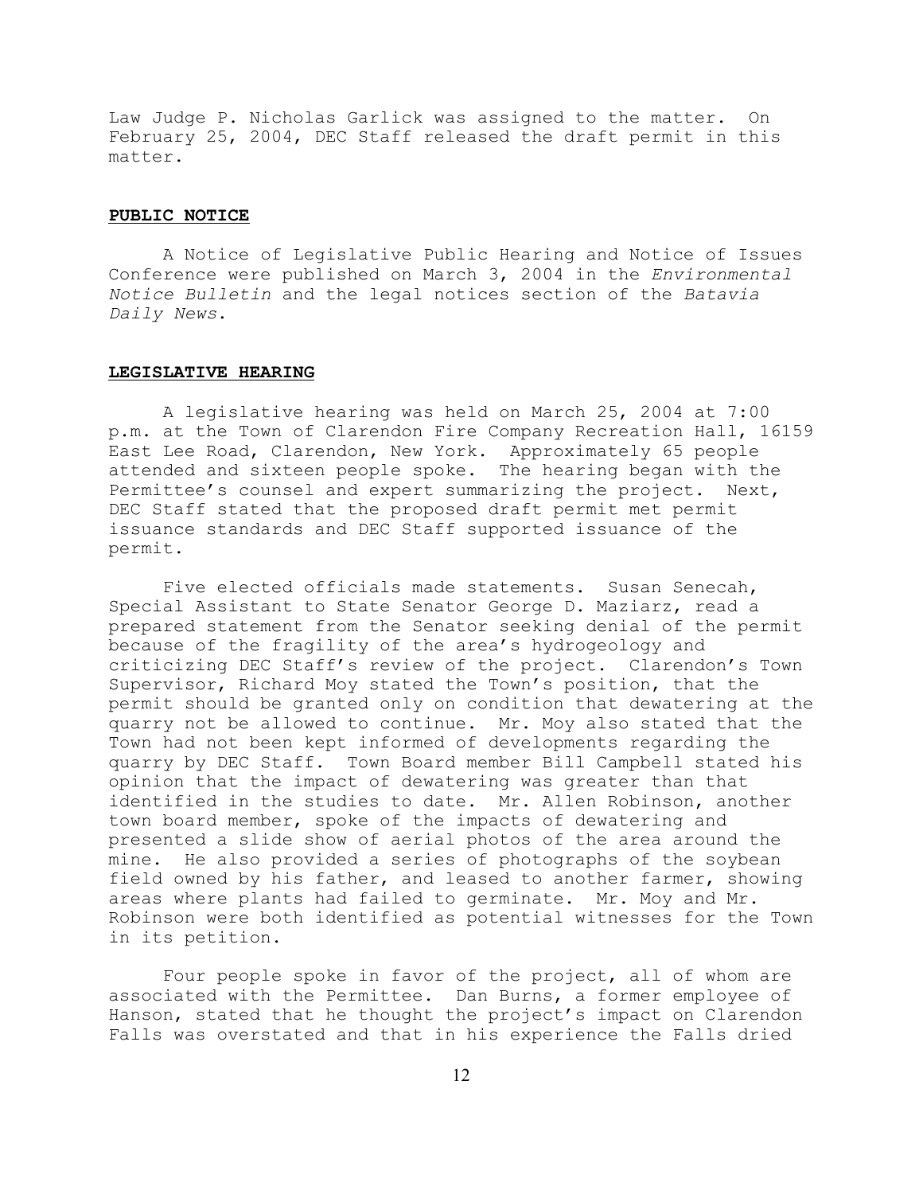Law Judge P. Nicholas Garlick was assigned to the matter. On February 25, 2004, DEC Staff released the draft permit in this matter.

**PUBLIC NOTICE**

A Notice of Legislative Public Hearing and Notice of Issues Conference were published on March 3, 2004 in the *Environmental Notice Bulletin* and the legal notices section of the *Batavia Daily News*.

**LEGISLATIVE HEARING**

A legislative hearing was held on March 25, 2004 at 7:00 p.m. at the Town of Clarendon Fire Company Recreation Hall, 16159 East Lee Road, Clarendon, New York. Approximately 65 people attended and sixteen people spoke. The hearing began with the Permittee's counsel and expert summarizing the project. Next, DEC Staff stated that the proposed draft permit met permit issuance standards and DEC Staff supported issuance of the permit.

Five elected officials made statements. Susan Senecah, Special Assistant to State Senator George D. Maziarz, read a prepared statement from the Senator seeking denial of the permit because of the fragility of the area's hydrogeology and criticizing DEC Staff's review of the project. Clarendon's Town Supervisor, Richard Moy stated the Town's position, that the permit should be granted only on condition that dewatering at the quarry not be allowed to continue. Mr. Moy also stated that the Town had not been kept informed of developments regarding the quarry by DEC Staff. Town Board member Bill Campbell stated his opinion that the impact of dewatering was greater than that identified in the studies to date. Mr. Allen Robinson, another town board member, spoke of the impacts of dewatering and presented a slide show of aerial photos of the area around the mine. He also provided a series of photographs of the soybean field owned by his father, and leased to another farmer, showing areas where plants had failed to germinate. Mr. Moy and Mr. Robinson were both identified as potential witnesses for the Town in its petition.

Four people spoke in favor of the project, all of whom are associated with the Permittee. Dan Burns, a former employee of Hanson, stated that he thought the project's impact on Clarendon Falls was overstated and that in his experience the Falls dried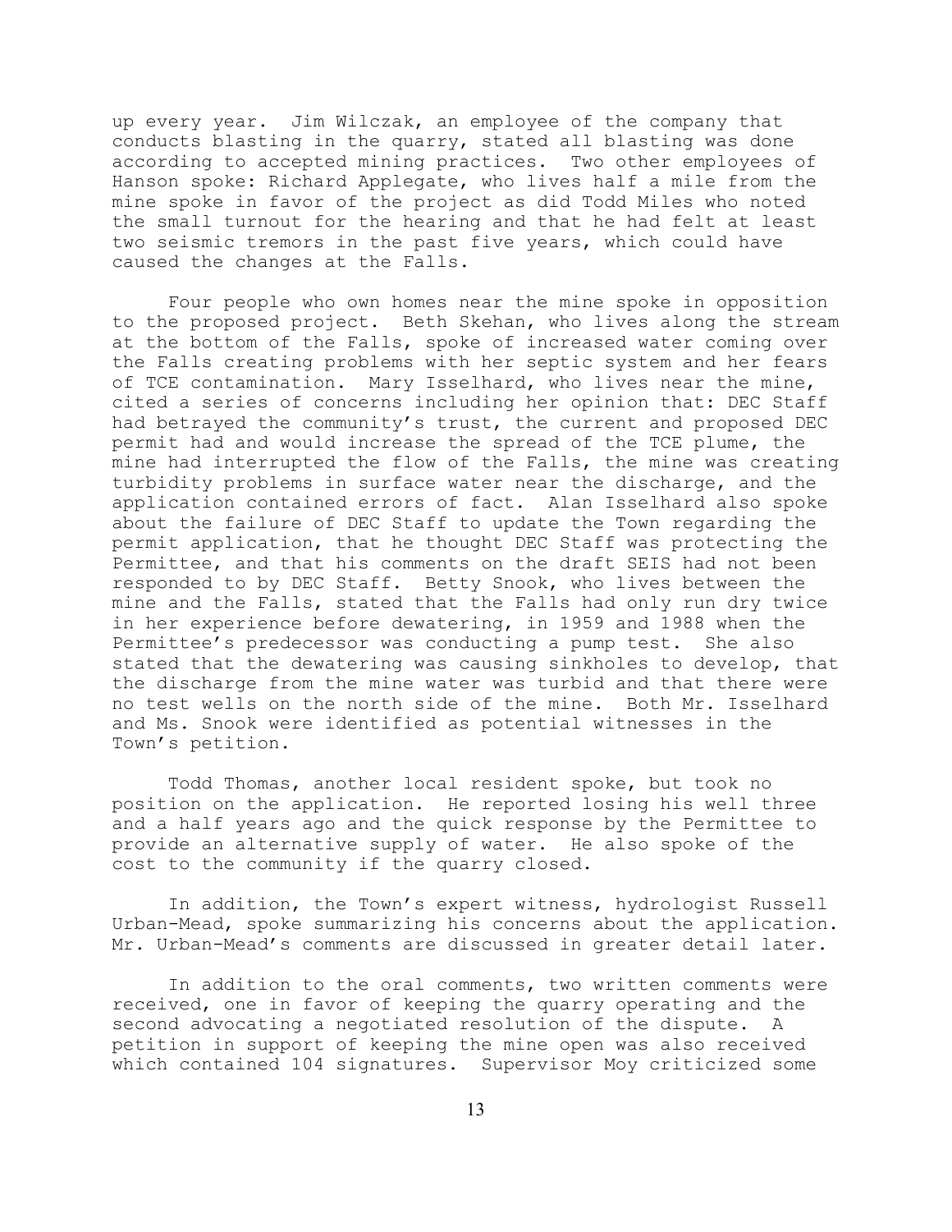up every year. Jim Wilczak, an employee of the company that conducts blasting in the quarry, stated all blasting was done according to accepted mining practices. Two other employees of Hanson spoke: Richard Applegate, who lives half a mile from the mine spoke in favor of the project as did Todd Miles who noted the small turnout for the hearing and that he had felt at least two seismic tremors in the past five years, which could have caused the changes at the Falls.

Four people who own homes near the mine spoke in opposition to the proposed project. Beth Skehan, who lives along the stream at the bottom of the Falls, spoke of increased water coming over the Falls creating problems with her septic system and her fears of TCE contamination. Mary Isselhard, who lives near the mine, cited a series of concerns including her opinion that: DEC Staff had betrayed the community's trust, the current and proposed DEC permit had and would increase the spread of the TCE plume, the mine had interrupted the flow of the Falls, the mine was creating turbidity problems in surface water near the discharge, and the application contained errors of fact. Alan Isselhard also spoke about the failure of DEC Staff to update the Town regarding the permit application, that he thought DEC Staff was protecting the Permittee, and that his comments on the draft SEIS had not been responded to by DEC Staff. Betty Snook, who lives between the mine and the Falls, stated that the Falls had only run dry twice in her experience before dewatering, in 1959 and 1988 when the Permittee's predecessor was conducting a pump test. She also stated that the dewatering was causing sinkholes to develop, that the discharge from the mine water was turbid and that there were no test wells on the north side of the mine. Both Mr. Isselhard and Ms. Snook were identified as potential witnesses in the Town's petition.

Todd Thomas, another local resident spoke, but took no position on the application. He reported losing his well three and a half years ago and the quick response by the Permittee to provide an alternative supply of water. He also spoke of the cost to the community if the quarry closed.

In addition, the Town's expert witness, hydrologist Russell Urban-Mead, spoke summarizing his concerns about the application. Mr. Urban-Mead's comments are discussed in greater detail later.

In addition to the oral comments, two written comments were received, one in favor of keeping the quarry operating and the second advocating a negotiated resolution of the dispute. A petition in support of keeping the mine open was also received which contained 104 signatures. Supervisor Moy criticized some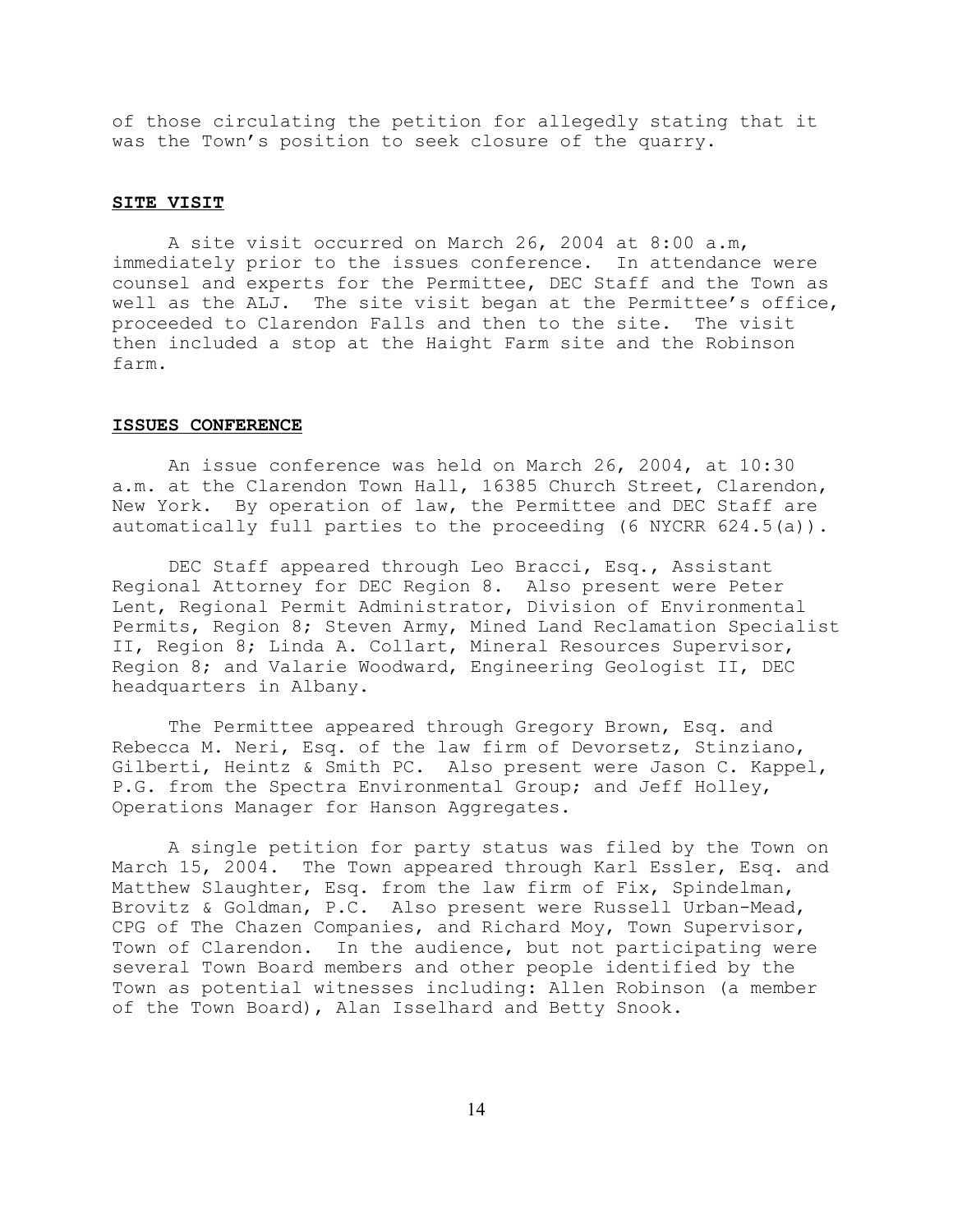of those circulating the petition for allegedly stating that it was the Town's position to seek closure of the quarry.

## SITE VISIT

A site visit occurred on March 26, 2004 at 8:00 a.m, immediately prior to the issues conference. In attendance were counsel and experts for the Permittee, DEC Staff and the Town as well as the ALJ. The site visit began at the Permittee's office, proceeded to Clarendon Falls and then to the site. The visit then included a stop at the Haight Farm site and the Robinson farm.

## ISSUES CONFERENCE

An issue conference was held on March 26, 2004, at 10:30 a.m. at the Clarendon Town Hall, 16385 Church Street, Clarendon, New York. By operation of law, the Permittee and DEC Staff are automatically full parties to the proceeding (6 NYCRR 624.5(a)).

DEC Staff appeared through Leo Bracci, Esq., Assistant Regional Attorney for DEC Region 8. Also present were Peter Lent, Regional Permit Administrator, Division of Environmental Permits, Region 8; Steven Army, Mined Land Reclamation Specialist II, Region 8; Linda A. Collart, Mineral Resources Supervisor, Region 8; and Valarie Woodward, Engineering Geologist II, DEC headquarters in Albany.

The Permittee appeared through Gregory Brown, Esq. and Rebecca M. Neri, Esq. of the law firm of Devorsetz, Stinziano, Gilberti, Heintz & Smith PC. Also present were Jason C. Kappel, P.G. from the Spectra Environmental Group; and Jeff Holley, Operations Manager for Hanson Aggregates.

A single petition for party status was filed by the Town on March 15, 2004. The Town appeared through Karl Essler, Esq. and Matthew Slaughter, Esq. from the law firm of Fix, Spindelman, Brovitz & Goldman, P.C. Also present were Russell Urban-Mead, CPG of The Chazen Companies, and Richard Moy, Town Supervisor, Town of Clarendon. In the audience, but not participating were several Town Board members and other people identified by the Town as potential witnesses including: Allen Robinson (a member of the Town Board), Alan Isselhard and Betty Snook.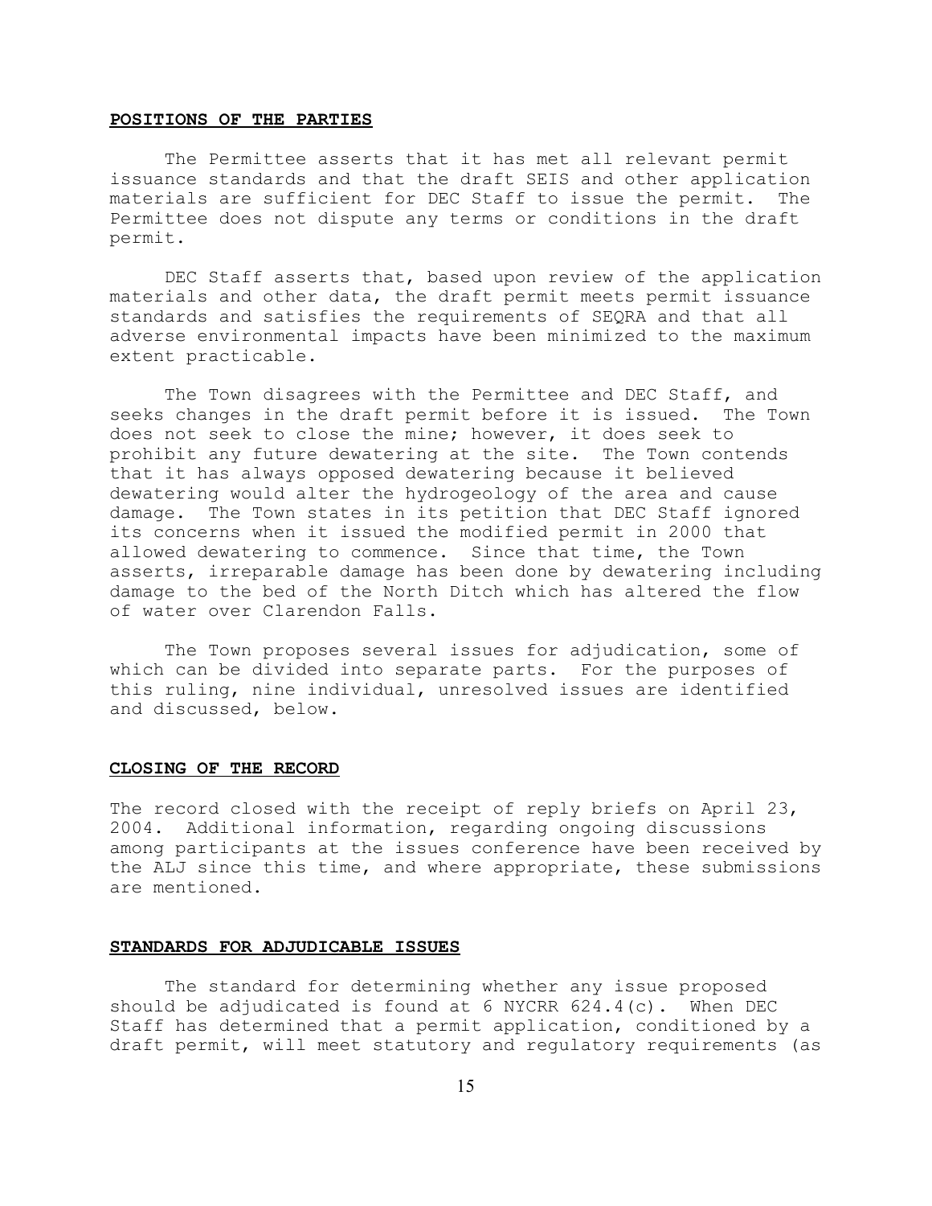## **POSITIONS OF THE PARTIES**

The Permittee asserts that it has met all relevant permit issuance standards and that the draft SEIS and other application materials are sufficient for DEC Staff to issue the permit. The Permittee does not dispute any terms or conditions in the draft permit.

DEC Staff asserts that, based upon review of the application materials and other data, the draft permit meets permit issuance standards and satisfies the requirements of SEQRA and that all adverse environmental impacts have been minimized to the maximum extent practicable.

The Town disagrees with the Permittee and DEC Staff, and seeks changes in the draft permit before it is issued. The Town does not seek to close the mine; however, it does seek to prohibit any future dewatering at the site. The Town contends that it has always opposed dewatering because it believed dewatering would alter the hydrogeology of the area and cause damage. The Town states in its petition that DEC Staff ignored its concerns when it issued the modified permit in 2000 that allowed dewatering to commence. Since that time, the Town asserts, irreparable damage has been done by dewatering including damage to the bed of the North Ditch which has altered the flow of water over Clarendon Falls.

The Town proposes several issues for adjudication, some of which can be divided into separate parts. For the purposes of this ruling, nine individual, unresolved issues are identified and discussed, below.

## **CLOSING OF THE RECORD**

The record closed with the receipt of reply briefs on April 23, 2004. Additional information, regarding ongoing discussions among participants at the issues conference have been received by the ALJ since this time, and where appropriate, these submissions are mentioned.

## **STANDARDS FOR ADJUDICABLE ISSUES**

The standard for determining whether any issue proposed should be adjudicated is found at 6 NYCRR 624.4(c). When DEC Staff has determined that a permit application, conditioned by a draft permit, will meet statutory and regulatory requirements (as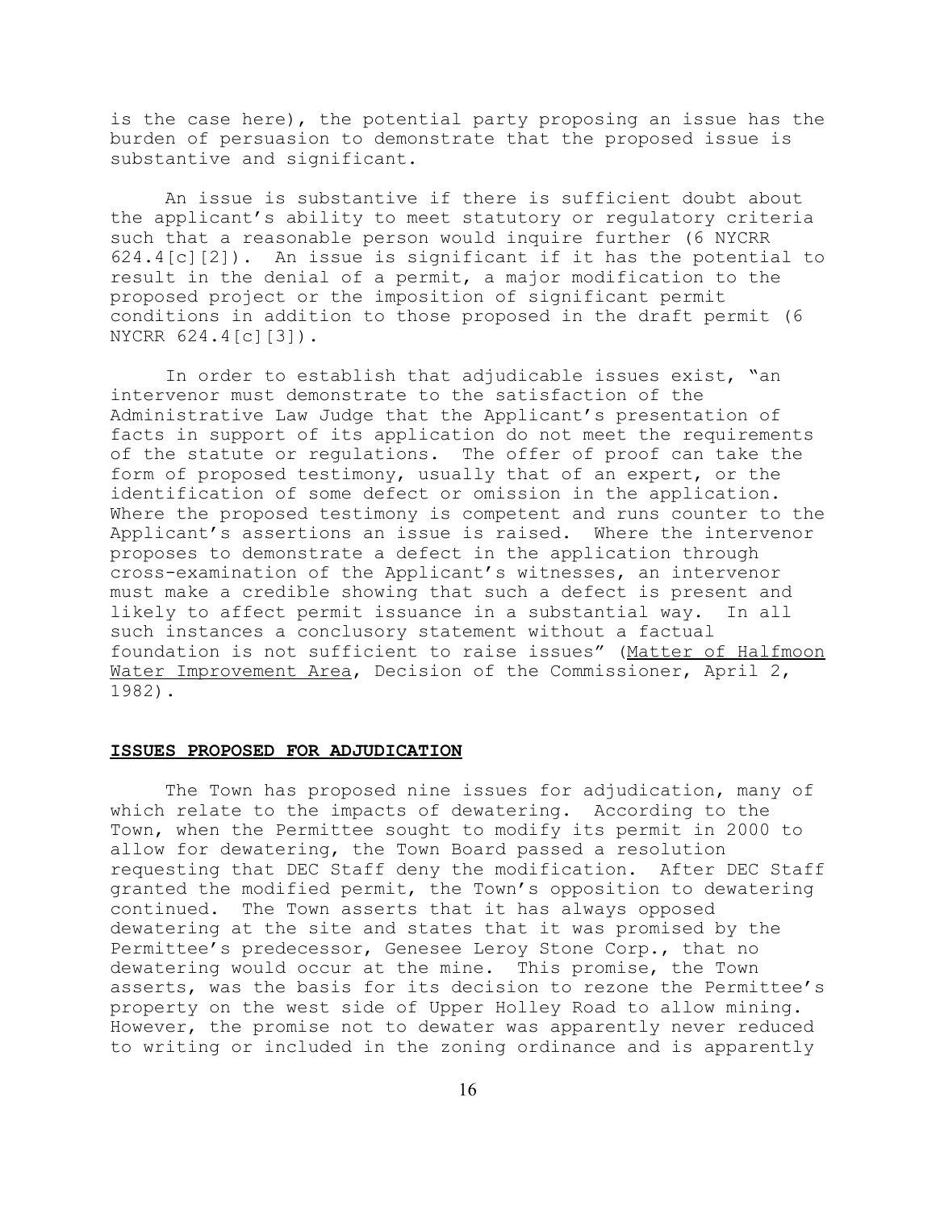is the case here), the potential party proposing an issue has the burden of persuasion to demonstrate that the proposed issue is substantive and significant.

An issue is substantive if there is sufficient doubt about the applicant's ability to meet statutory or regulatory criteria such that a reasonable person would inquire further (6 NYCRR 624.4[c][2]). An issue is significant if it has the potential to result in the denial of a permit, a major modification to the proposed project or the imposition of significant permit conditions in addition to those proposed in the draft permit (6 NYCRR 624.4[c][3]).

In order to establish that adjudicable issues exist, "an intervenor must demonstrate to the satisfaction of the Administrative Law Judge that the Applicant's presentation of facts in support of its application do not meet the requirements of the statute or regulations. The offer of proof can take the form of proposed testimony, usually that of an expert, or the identification of some defect or omission in the application. Where the proposed testimony is competent and runs counter to the Applicant's assertions an issue is raised. Where the intervenor proposes to demonstrate a defect in the application through cross-examination of the Applicant's witnesses, an intervenor must make a credible showing that such a defect is present and likely to affect permit issuance in a substantial way. In all such instances a conclusory statement without a factual foundation is not sufficient to raise issues" (Matter of Halfmoon Water Improvement Area, Decision of the Commissioner, April 2, 1982).

## ISSUES PROPOSED FOR ADJUDICATION

The Town has proposed nine issues for adjudication, many of which relate to the impacts of dewatering. According to the Town, when the Permittee sought to modify its permit in 2000 to allow for dewatering, the Town Board passed a resolution requesting that DEC Staff deny the modification. After DEC Staff granted the modified permit, the Town's opposition to dewatering continued. The Town asserts that it has always opposed dewatering at the site and states that it was promised by the Permittee's predecessor, Genesee Leroy Stone Corp., that no dewatering would occur at the mine. This promise, the Town asserts, was the basis for its decision to rezone the Permittee's property on the west side of Upper Holley Road to allow mining. However, the promise not to dewater was apparently never reduced to writing or included in the zoning ordinance and is apparently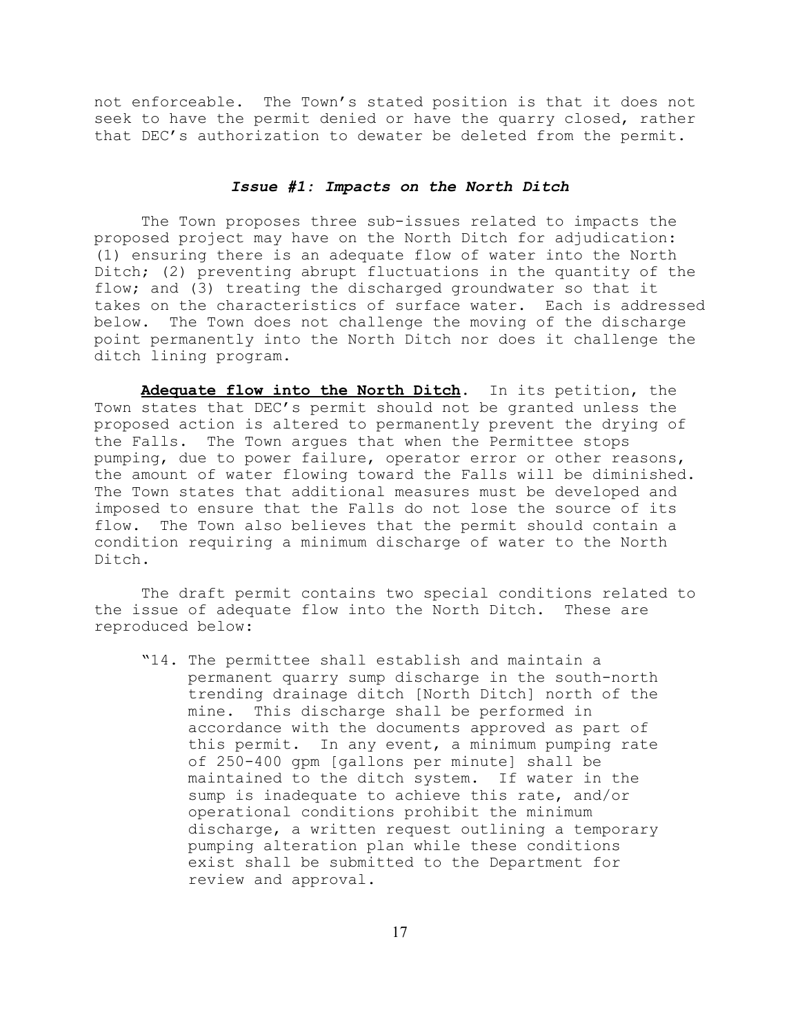not enforceable. The Town's stated position is that it does not seek to have the permit denied or have the quarry closed, rather that DEC's authorization to dewater be deleted from the permit.

### ***Issue #1: Impacts on the North Ditch***

The Town proposes three sub-issues related to impacts the proposed project may have on the North Ditch for adjudication: (1) ensuring there is an adequate flow of water into the North Ditch; (2) preventing abrupt fluctuations in the quantity of the flow; and (3) treating the discharged groundwater so that it takes on the characteristics of surface water. Each is addressed below. The Town does not challenge the moving of the discharge point permanently into the North Ditch nor does it challenge the ditch lining program.

**Adequate flow into the North Ditch**. In its petition, the Town states that DEC's permit should not be granted unless the proposed action is altered to permanently prevent the drying of the Falls. The Town argues that when the Permittee stops pumping, due to power failure, operator error or other reasons, the amount of water flowing toward the Falls will be diminished. The Town states that additional measures must be developed and imposed to ensure that the Falls do not lose the source of its flow. The Town also believes that the permit should contain a condition requiring a minimum discharge of water to the North Ditch.

The draft permit contains two special conditions related to the issue of adequate flow into the North Ditch. These are reproduced below:

> "14. The permittee shall establish and maintain a permanent quarry sump discharge in the south-north trending drainage ditch [North Ditch] north of the mine. This discharge shall be performed in accordance with the documents approved as part of this permit. In any event, a minimum pumping rate of 250-400 gpm [gallons per minute] shall be maintained to the ditch system. If water in the sump is inadequate to achieve this rate, and/or operational conditions prohibit the minimum discharge, a written request outlining a temporary pumping alteration plan while these conditions exist shall be submitted to the Department for review and approval.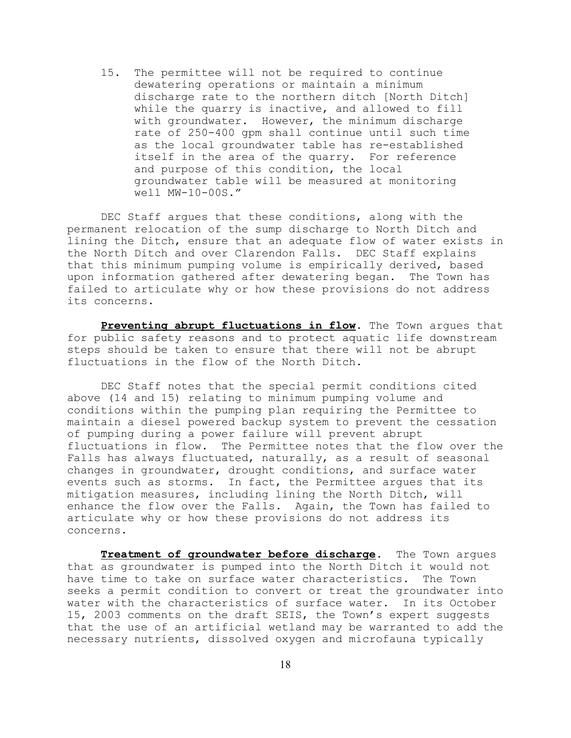15. The permittee will not be required to continue dewatering operations or maintain a minimum discharge rate to the northern ditch [North Ditch] while the quarry is inactive, and allowed to fill with groundwater. However, the minimum discharge rate of 250-400 gpm shall continue until such time as the local groundwater table has re-established itself in the area of the quarry. For reference and purpose of this condition, the local groundwater table will be measured at monitoring well MW-10-00S."

DEC Staff argues that these conditions, along with the permanent relocation of the sump discharge to North Ditch and lining the Ditch, ensure that an adequate flow of water exists in the North Ditch and over Clarendon Falls. DEC Staff explains that this minimum pumping volume is empirically derived, based upon information gathered after dewatering began. The Town has failed to articulate why or how these provisions do not address its concerns.

**Preventing abrupt fluctuations in flow**. The Town argues that for public safety reasons and to protect aquatic life downstream steps should be taken to ensure that there will not be abrupt fluctuations in the flow of the North Ditch.

DEC Staff notes that the special permit conditions cited above (14 and 15) relating to minimum pumping volume and conditions within the pumping plan requiring the Permittee to maintain a diesel powered backup system to prevent the cessation of pumping during a power failure will prevent abrupt fluctuations in flow. The Permittee notes that the flow over the Falls has always fluctuated, naturally, as a result of seasonal changes in groundwater, drought conditions, and surface water events such as storms. In fact, the Permittee argues that its mitigation measures, including lining the North Ditch, will enhance the flow over the Falls. Again, the Town has failed to articulate why or how these provisions do not address its concerns.

**Treatment of groundwater before discharge**. The Town argues that as groundwater is pumped into the North Ditch it would not have time to take on surface water characteristics. The Town seeks a permit condition to convert or treat the groundwater into water with the characteristics of surface water. In its October 15, 2003 comments on the draft SEIS, the Town's expert suggests that the use of an artificial wetland may be warranted to add the necessary nutrients, dissolved oxygen and microfauna typically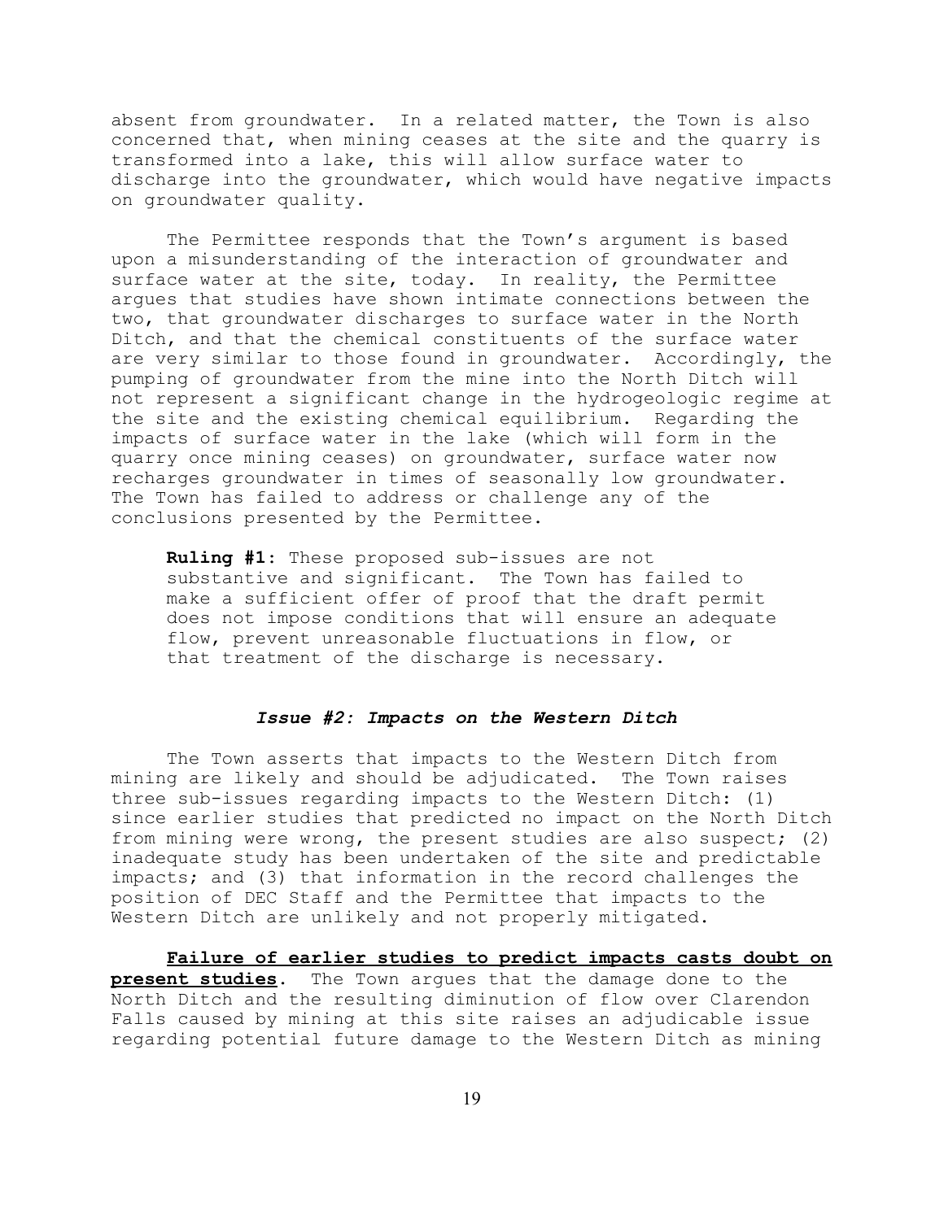absent from groundwater. In a related matter, the Town is also concerned that, when mining ceases at the site and the quarry is transformed into a lake, this will allow surface water to discharge into the groundwater, which would have negative impacts on groundwater quality.

The Permittee responds that the Town's argument is based upon a misunderstanding of the interaction of groundwater and surface water at the site, today. In reality, the Permittee argues that studies have shown intimate connections between the two, that groundwater discharges to surface water in the North Ditch, and that the chemical constituents of the surface water are very similar to those found in groundwater. Accordingly, the pumping of groundwater from the mine into the North Ditch will not represent a significant change in the hydrogeologic regime at the site and the existing chemical equilibrium. Regarding the impacts of surface water in the lake (which will form in the quarry once mining ceases) on groundwater, surface water now recharges groundwater in times of seasonally low groundwater. The Town has failed to address or challenge any of the conclusions presented by the Permittee.

> **Ruling #1:** These proposed sub-issues are not substantive and significant. The Town has failed to make a sufficient offer of proof that the draft permit does not impose conditions that will ensure an adequate flow, prevent unreasonable fluctuations in flow, or that treatment of the discharge is necessary.

### *Issue #2: Impacts on the Western Ditch*

The Town asserts that impacts to the Western Ditch from mining are likely and should be adjudicated. The Town raises three sub-issues regarding impacts to the Western Ditch: (1) since earlier studies that predicted no impact on the North Ditch from mining were wrong, the present studies are also suspect; (2) inadequate study has been undertaken of the site and predictable impacts; and (3) that information in the record challenges the position of DEC Staff and the Permittee that impacts to the Western Ditch are unlikely and not properly mitigated.

**Failure of earlier studies to predict impacts casts doubt on present studies**. The Town argues that the damage done to the North Ditch and the resulting diminution of flow over Clarendon Falls caused by mining at this site raises an adjudicable issue regarding potential future damage to the Western Ditch as mining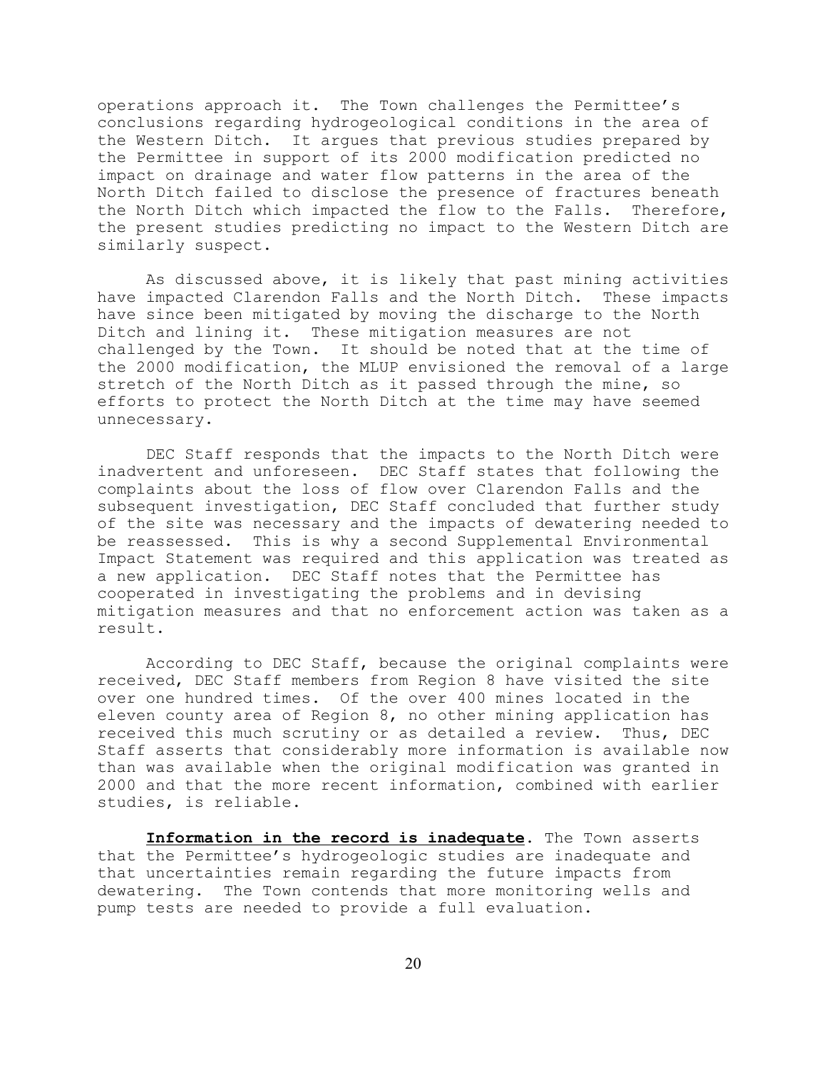operations approach it. The Town challenges the Permittee's conclusions regarding hydrogeological conditions in the area of the Western Ditch. It argues that previous studies prepared by the Permittee in support of its 2000 modification predicted no impact on drainage and water flow patterns in the area of the North Ditch failed to disclose the presence of fractures beneath the North Ditch which impacted the flow to the Falls. Therefore, the present studies predicting no impact to the Western Ditch are similarly suspect.

As discussed above, it is likely that past mining activities have impacted Clarendon Falls and the North Ditch. These impacts have since been mitigated by moving the discharge to the North Ditch and lining it. These mitigation measures are not challenged by the Town. It should be noted that at the time of the 2000 modification, the MLUP envisioned the removal of a large stretch of the North Ditch as it passed through the mine, so efforts to protect the North Ditch at the time may have seemed unnecessary.

DEC Staff responds that the impacts to the North Ditch were inadvertent and unforeseen. DEC Staff states that following the complaints about the loss of flow over Clarendon Falls and the subsequent investigation, DEC Staff concluded that further study of the site was necessary and the impacts of dewatering needed to be reassessed. This is why a second Supplemental Environmental Impact Statement was required and this application was treated as a new application. DEC Staff notes that the Permittee has cooperated in investigating the problems and in devising mitigation measures and that no enforcement action was taken as a result.

According to DEC Staff, because the original complaints were received, DEC Staff members from Region 8 have visited the site over one hundred times. Of the over 400 mines located in the eleven county area of Region 8, no other mining application has received this much scrutiny or as detailed a review. Thus, DEC Staff asserts that considerably more information is available now than was available when the original modification was granted in 2000 and that the more recent information, combined with earlier studies, is reliable.

**Information in the record is inadequate.** The Town asserts that the Permittee's hydrogeologic studies are inadequate and that uncertainties remain regarding the future impacts from dewatering. The Town contends that more monitoring wells and pump tests are needed to provide a full evaluation.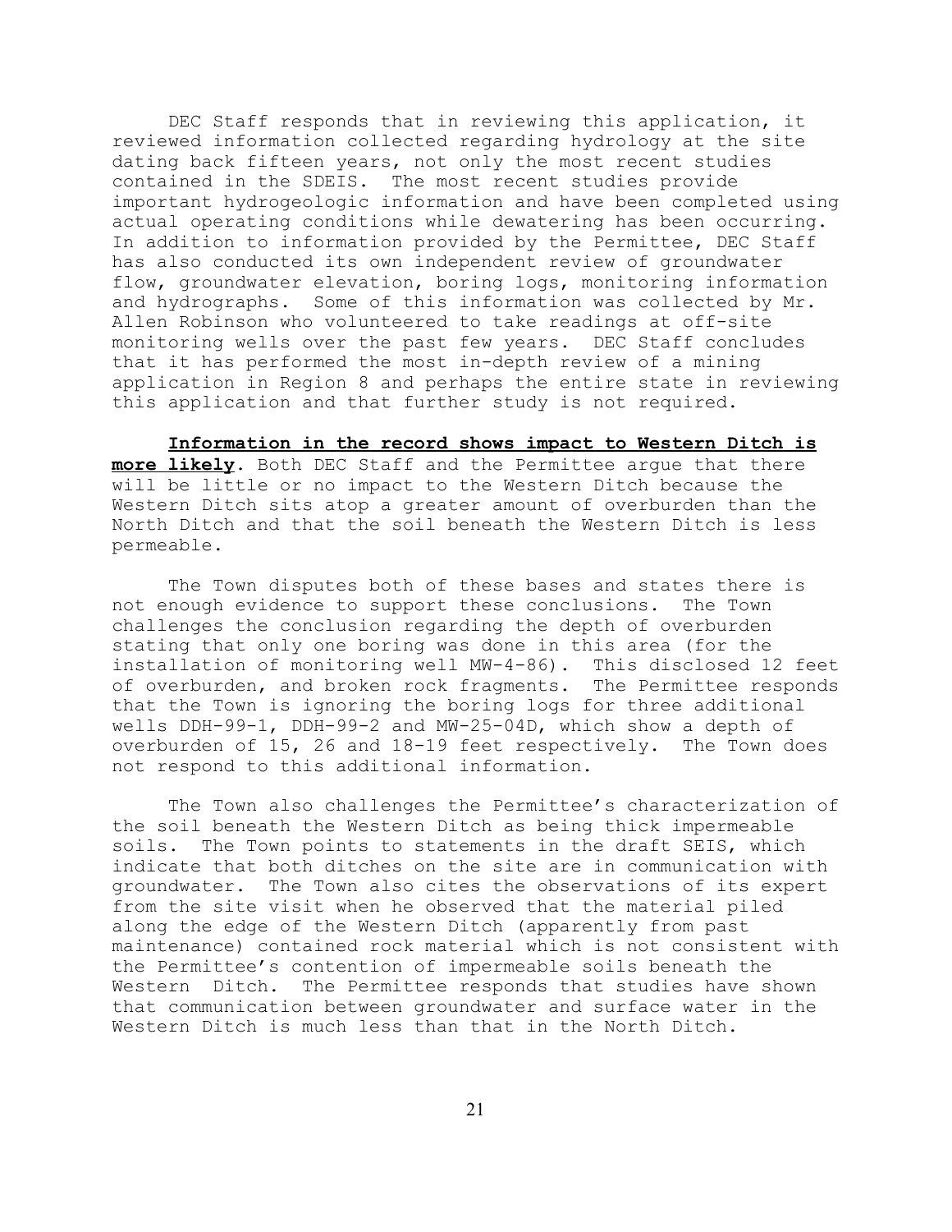DEC Staff responds that in reviewing this application, it reviewed information collected regarding hydrology at the site dating back fifteen years, not only the most recent studies contained in the SDEIS. The most recent studies provide important hydrogeologic information and have been completed using actual operating conditions while dewatering has been occurring. In addition to information provided by the Permittee, DEC Staff has also conducted its own independent review of groundwater flow, groundwater elevation, boring logs, monitoring information and hydrographs. Some of this information was collected by Mr. Allen Robinson who volunteered to take readings at off-site monitoring wells over the past few years. DEC Staff concludes that it has performed the most in-depth review of a mining application in Region 8 and perhaps the entire state in reviewing this application and that further study is not required.

**Information in the record shows impact to Western Ditch is more likely.** Both DEC Staff and the Permittee argue that there will be little or no impact to the Western Ditch because the Western Ditch sits atop a greater amount of overburden than the North Ditch and that the soil beneath the Western Ditch is less permeable.

The Town disputes both of these bases and states there is not enough evidence to support these conclusions. The Town challenges the conclusion regarding the depth of overburden stating that only one boring was done in this area (for the installation of monitoring well MW-4-86). This disclosed 12 feet of overburden, and broken rock fragments. The Permittee responds that the Town is ignoring the boring logs for three additional wells DDH-99-1, DDH-99-2 and MW-25-04D, which show a depth of overburden of 15, 26 and 18-19 feet respectively. The Town does not respond to this additional information.

The Town also challenges the Permittee's characterization of the soil beneath the Western Ditch as being thick impermeable soils. The Town points to statements in the draft SEIS, which indicate that both ditches on the site are in communication with groundwater. The Town also cites the observations of its expert from the site visit when he observed that the material piled along the edge of the Western Ditch (apparently from past maintenance) contained rock material which is not consistent with the Permittee's contention of impermeable soils beneath the Western Ditch. The Permittee responds that studies have shown that communication between groundwater and surface water in the Western Ditch is much less than that in the North Ditch.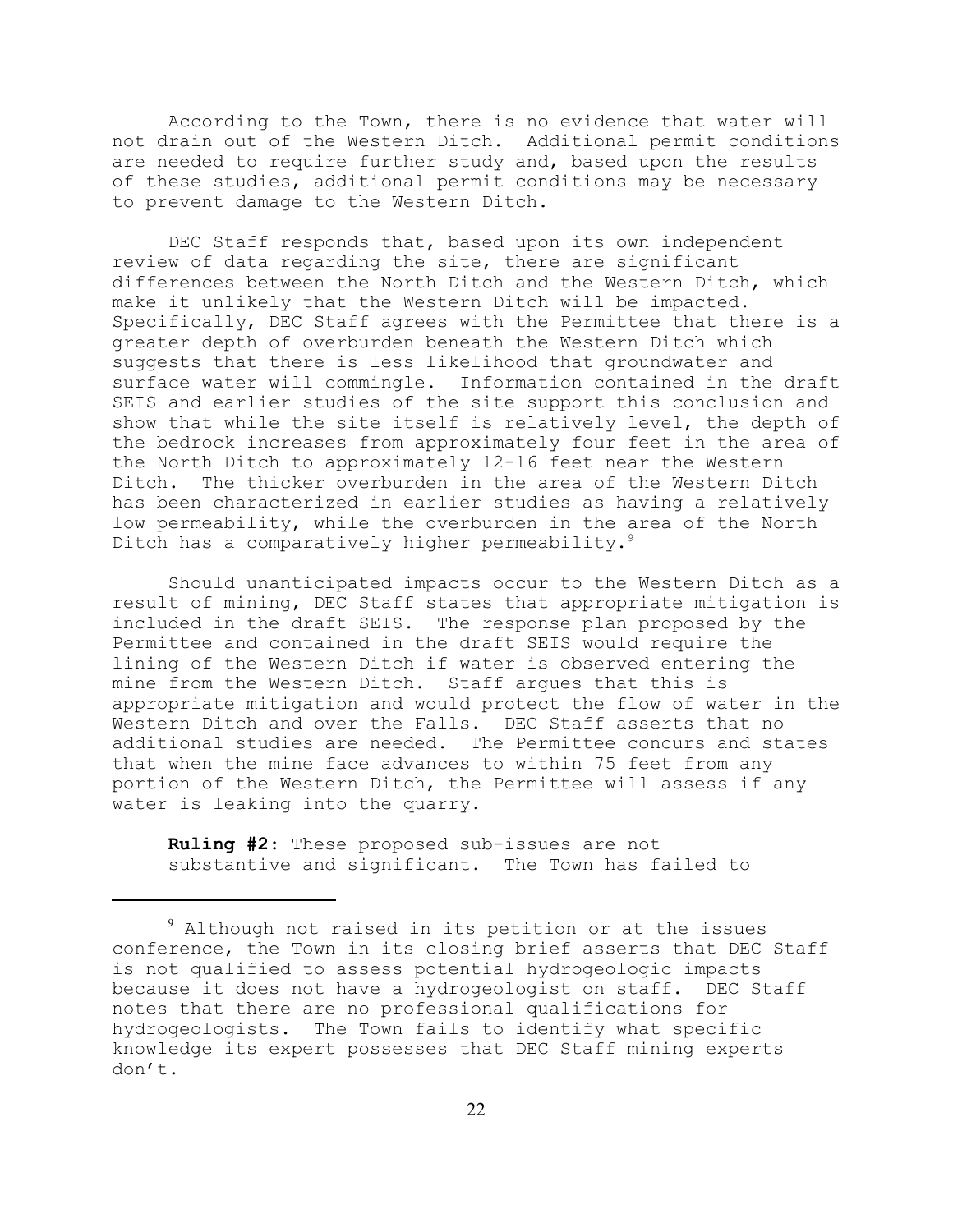According to the Town, there is no evidence that water will not drain out of the Western Ditch. Additional permit conditions are needed to require further study and, based upon the results of these studies, additional permit conditions may be necessary to prevent damage to the Western Ditch.

DEC Staff responds that, based upon its own independent review of data regarding the site, there are significant differences between the North Ditch and the Western Ditch, which make it unlikely that the Western Ditch will be impacted. Specifically, DEC Staff agrees with the Permittee that there is a greater depth of overburden beneath the Western Ditch which suggests that there is less likelihood that groundwater and surface water will commingle. Information contained in the draft SEIS and earlier studies of the site support this conclusion and show that while the site itself is relatively level, the depth of the bedrock increases from approximately four feet in the area of the North Ditch to approximately 12-16 feet near the Western Ditch. The thicker overburden in the area of the Western Ditch has been characterized in earlier studies as having a relatively low permeability, while the overburden in the area of the North Ditch has a comparatively higher permeability.[9]

Should unanticipated impacts occur to the Western Ditch as a result of mining, DEC Staff states that appropriate mitigation is included in the draft SEIS. The response plan proposed by the Permittee and contained in the draft SEIS would require the lining of the Western Ditch if water is observed entering the mine from the Western Ditch. Staff argues that this is appropriate mitigation and would protect the flow of water in the Western Ditch and over the Falls. DEC Staff asserts that no additional studies are needed. The Permittee concurs and states that when the mine face advances to within 75 feet from any portion of the Western Ditch, the Permittee will assess if any water is leaking into the quarry.

**Ruling #2:** These proposed sub-issues are not substantive and significant. The Town has failed to

---

[9] Although not raised in its petition or at the issues conference, the Town in its closing brief asserts that DEC Staff is not qualified to assess potential hydrogeologic impacts because it does not have a hydrogeologist on staff. DEC Staff notes that there are no professional qualifications for hydrogeologists. The Town fails to identify what specific knowledge its expert possesses that DEC Staff mining experts don't.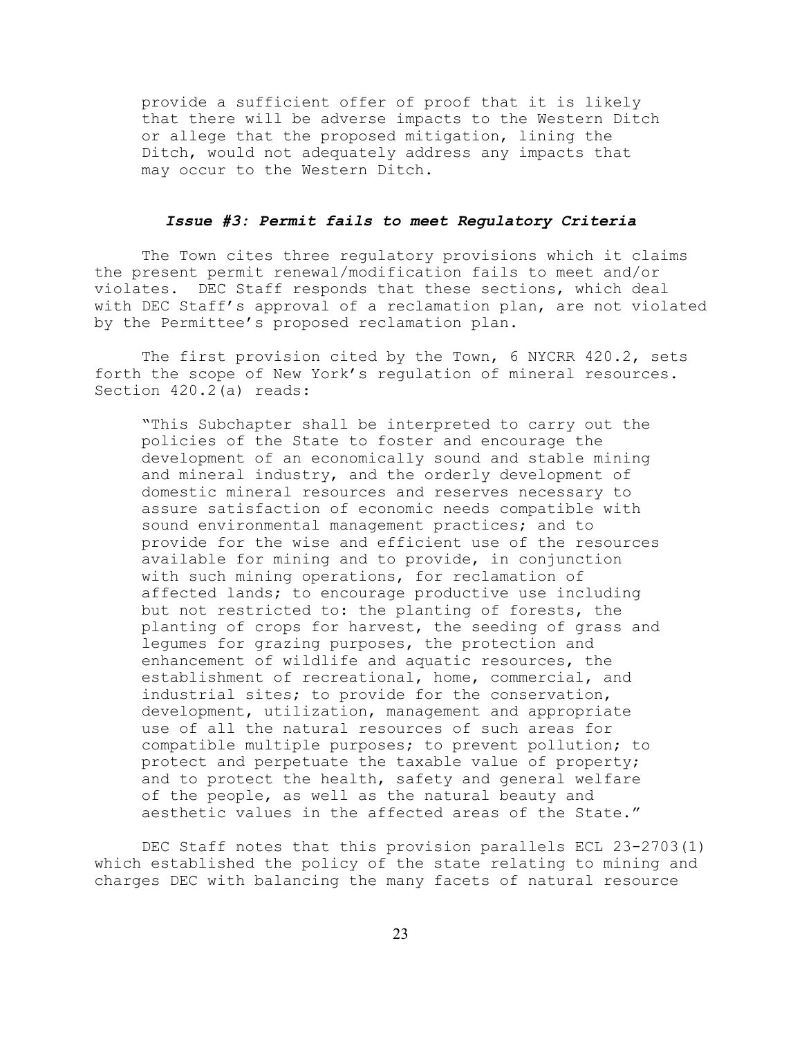provide a sufficient offer of proof that it is likely that there will be adverse impacts to the Western Ditch or allege that the proposed mitigation, lining the Ditch, would not adequately address any impacts that may occur to the Western Ditch.

### *Issue #3: Permit fails to meet Regulatory Criteria*

The Town cites three regulatory provisions which it claims the present permit renewal/modification fails to meet and/or violates. DEC Staff responds that these sections, which deal with DEC Staff's approval of a reclamation plan, are not violated by the Permittee's proposed reclamation plan.

The first provision cited by the Town, 6 NYCRR 420.2, sets forth the scope of New York's regulation of mineral resources. Section 420.2(a) reads:

> "This Subchapter shall be interpreted to carry out the policies of the State to foster and encourage the development of an economically sound and stable mining and mineral industry, and the orderly development of domestic mineral resources and reserves necessary to assure satisfaction of economic needs compatible with sound environmental management practices; and to provide for the wise and efficient use of the resources available for mining and to provide, in conjunction with such mining operations, for reclamation of affected lands; to encourage productive use including but not restricted to: the planting of forests, the planting of crops for harvest, the seeding of grass and legumes for grazing purposes, the protection and enhancement of wildlife and aquatic resources, the establishment of recreational, home, commercial, and industrial sites; to provide for the conservation, development, utilization, management and appropriate use of all the natural resources of such areas for compatible multiple purposes; to prevent pollution; to protect and perpetuate the taxable value of property; and to protect the health, safety and general welfare of the people, as well as the natural beauty and aesthetic values in the affected areas of the State."

DEC Staff notes that this provision parallels ECL 23-2703(1) which established the policy of the state relating to mining and charges DEC with balancing the many facets of natural resource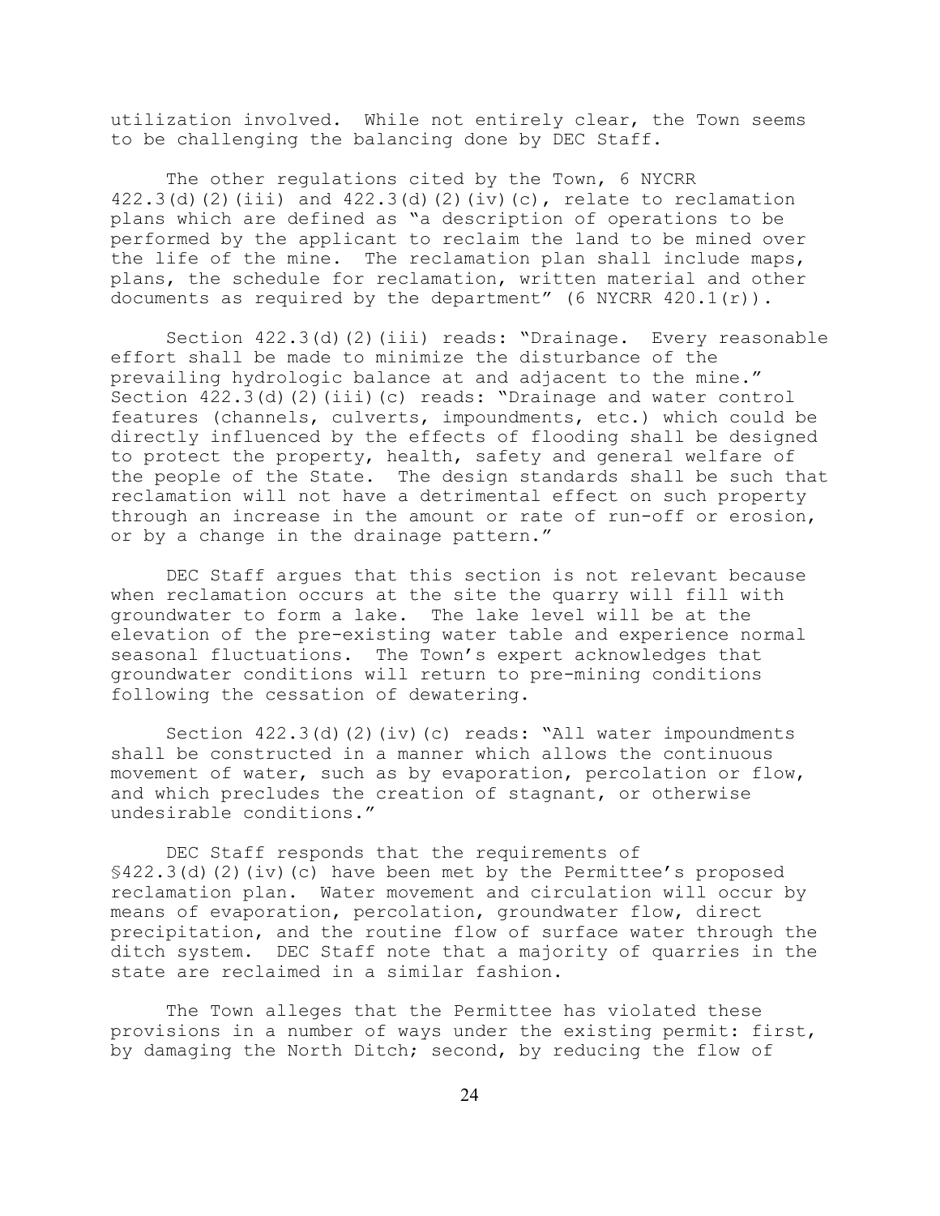utilization involved. While not entirely clear, the Town seems to be challenging the balancing done by DEC Staff.

The other regulations cited by the Town, 6 NYCRR 422.3(d)(2)(iii) and 422.3(d)(2)(iv)(c), relate to reclamation plans which are defined as "a description of operations to be performed by the applicant to reclaim the land to be mined over the life of the mine. The reclamation plan shall include maps, plans, the schedule for reclamation, written material and other documents as required by the department" (6 NYCRR 420.1(r)).

Section 422.3(d)(2)(iii) reads: "Drainage. Every reasonable effort shall be made to minimize the disturbance of the prevailing hydrologic balance at and adjacent to the mine." Section 422.3(d)(2)(iii)(c) reads: "Drainage and water control features (channels, culverts, impoundments, etc.) which could be directly influenced by the effects of flooding shall be designed to protect the property, health, safety and general welfare of the people of the State. The design standards shall be such that reclamation will not have a detrimental effect on such property through an increase in the amount or rate of run-off or erosion, or by a change in the drainage pattern."

DEC Staff argues that this section is not relevant because when reclamation occurs at the site the quarry will fill with groundwater to form a lake. The lake level will be at the elevation of the pre-existing water table and experience normal seasonal fluctuations. The Town's expert acknowledges that groundwater conditions will return to pre-mining conditions following the cessation of dewatering.

Section 422.3(d)(2)(iv)(c) reads: "All water impoundments shall be constructed in a manner which allows the continuous movement of water, such as by evaporation, percolation or flow, and which precludes the creation of stagnant, or otherwise undesirable conditions."

DEC Staff responds that the requirements of §422.3(d)(2)(iv)(c) have been met by the Permittee's proposed reclamation plan. Water movement and circulation will occur by means of evaporation, percolation, groundwater flow, direct precipitation, and the routine flow of surface water through the ditch system. DEC Staff note that a majority of quarries in the state are reclaimed in a similar fashion.

The Town alleges that the Permittee has violated these provisions in a number of ways under the existing permit: first, by damaging the North Ditch; second, by reducing the flow of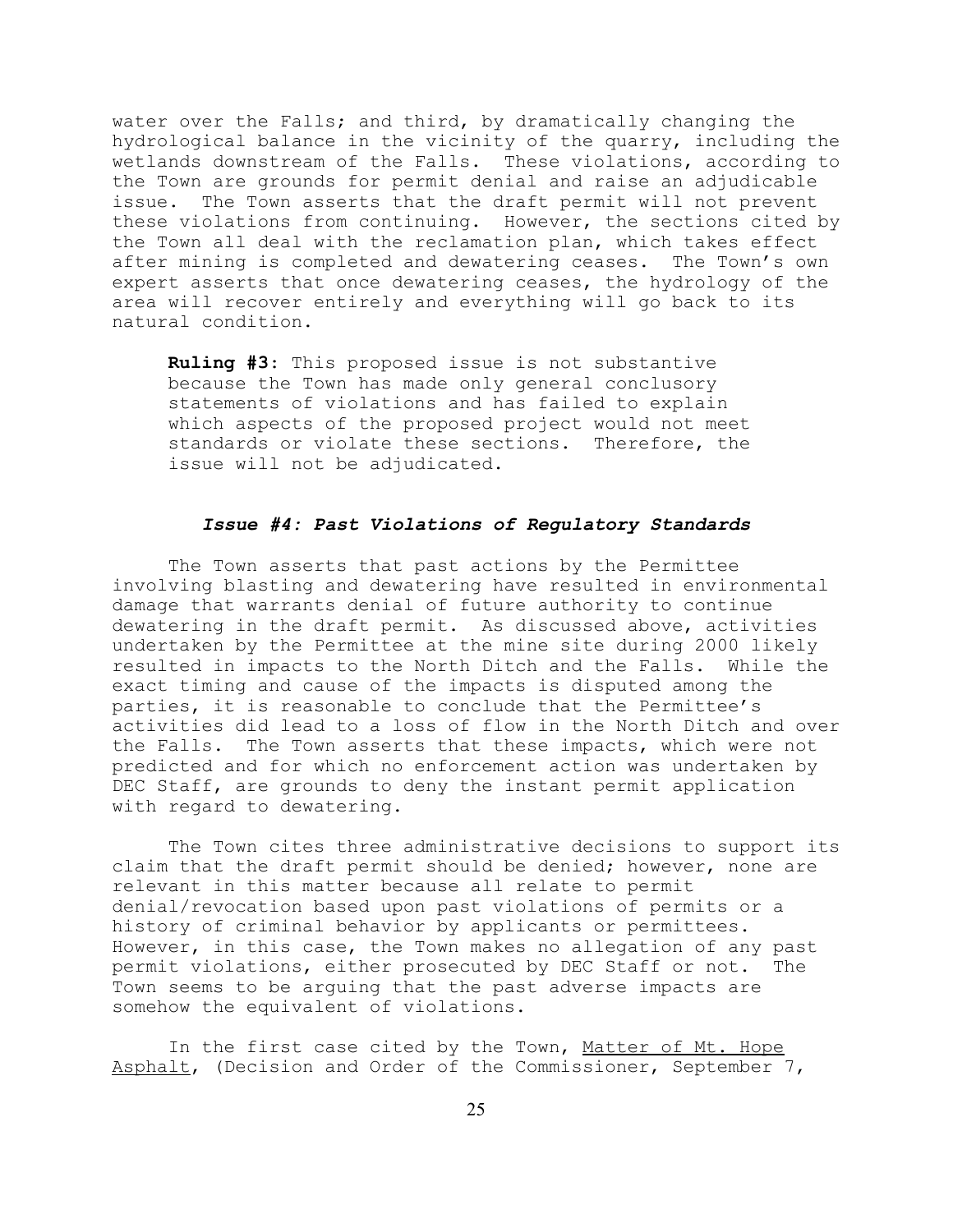water over the Falls; and third, by dramatically changing the hydrological balance in the vicinity of the quarry, including the wetlands downstream of the Falls. These violations, according to the Town are grounds for permit denial and raise an adjudicable issue. The Town asserts that the draft permit will not prevent these violations from continuing. However, the sections cited by the Town all deal with the reclamation plan, which takes effect after mining is completed and dewatering ceases. The Town's own expert asserts that once dewatering ceases, the hydrology of the area will recover entirely and everything will go back to its natural condition.

> **Ruling #3:** This proposed issue is not substantive because the Town has made only general conclusory statements of violations and has failed to explain which aspects of the proposed project would not meet standards or violate these sections. Therefore, the issue will not be adjudicated.

### *Issue #4: Past Violations of Regulatory Standards*

The Town asserts that past actions by the Permittee involving blasting and dewatering have resulted in environmental damage that warrants denial of future authority to continue dewatering in the draft permit. As discussed above, activities undertaken by the Permittee at the mine site during 2000 likely resulted in impacts to the North Ditch and the Falls. While the exact timing and cause of the impacts is disputed among the parties, it is reasonable to conclude that the Permittee's activities did lead to a loss of flow in the North Ditch and over the Falls. The Town asserts that these impacts, which were not predicted and for which no enforcement action was undertaken by DEC Staff, are grounds to deny the instant permit application with regard to dewatering.

The Town cites three administrative decisions to support its claim that the draft permit should be denied; however, none are relevant in this matter because all relate to permit denial/revocation based upon past violations of permits or a history of criminal behavior by applicants or permittees. However, in this case, the Town makes no allegation of any past permit violations, either prosecuted by DEC Staff or not. The Town seems to be arguing that the past adverse impacts are somehow the equivalent of violations.

In the first case cited by the Town, Matter of Mt. Hope Asphalt, (Decision and Order of the Commissioner, September 7,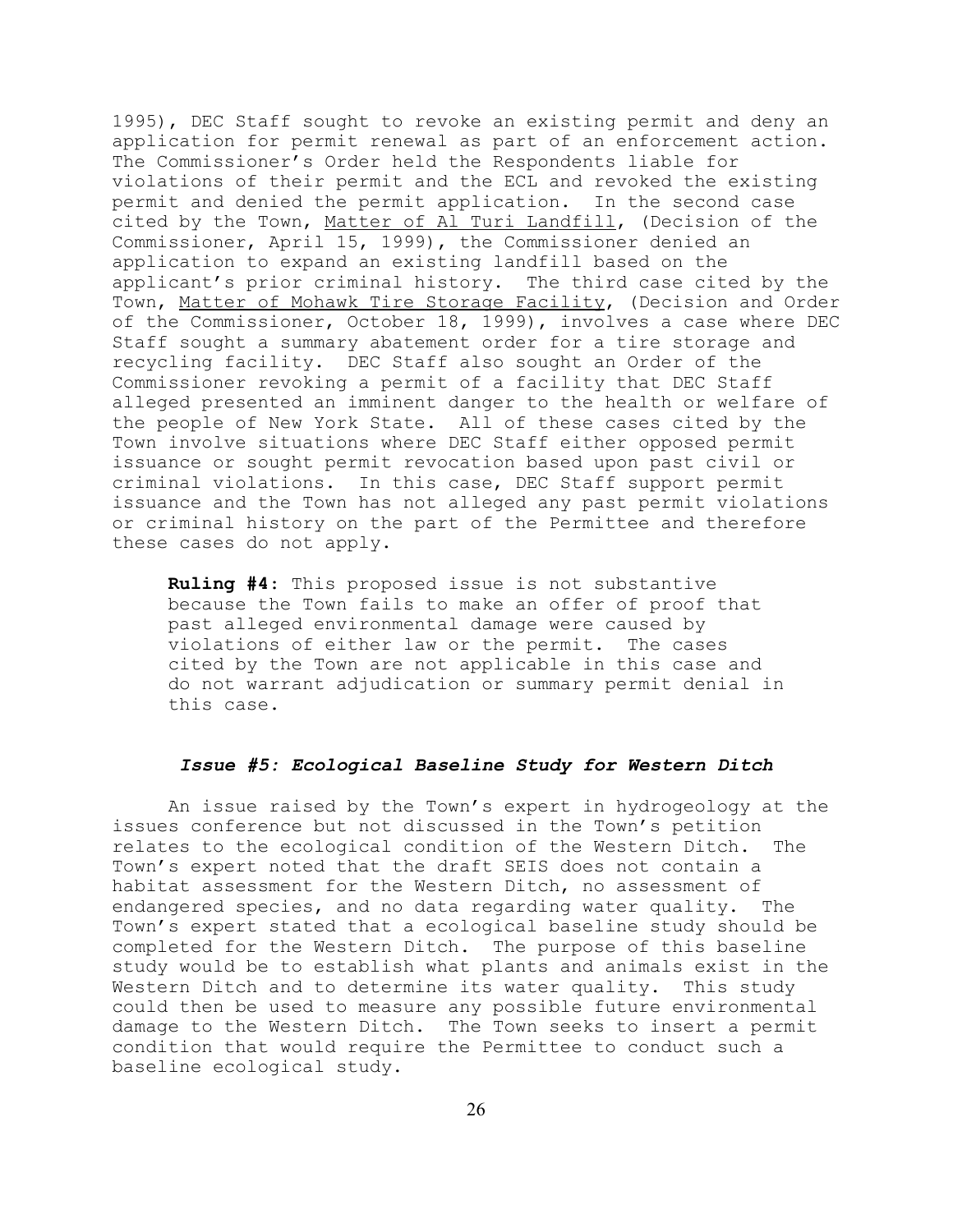1995), DEC Staff sought to revoke an existing permit and deny an application for permit renewal as part of an enforcement action. The Commissioner's Order held the Respondents liable for violations of their permit and the ECL and revoked the existing permit and denied the permit application. In the second case cited by the Town, Matter of Al Turi Landfill, (Decision of the Commissioner, April 15, 1999), the Commissioner denied an application to expand an existing landfill based on the applicant's prior criminal history. The third case cited by the Town, Matter of Mohawk Tire Storage Facility, (Decision and Order of the Commissioner, October 18, 1999), involves a case where DEC Staff sought a summary abatement order for a tire storage and recycling facility. DEC Staff also sought an Order of the Commissioner revoking a permit of a facility that DEC Staff alleged presented an imminent danger to the health or welfare of the people of New York State. All of these cases cited by the Town involve situations where DEC Staff either opposed permit issuance or sought permit revocation based upon past civil or criminal violations. In this case, DEC Staff support permit issuance and the Town has not alleged any past permit violations or criminal history on the part of the Permittee and therefore these cases do not apply.

> **Ruling #4:** This proposed issue is not substantive because the Town fails to make an offer of proof that past alleged environmental damage were caused by violations of either law or the permit. The cases cited by the Town are not applicable in this case and do not warrant adjudication or summary permit denial in this case.

### *Issue #5: Ecological Baseline Study for Western Ditch*

An issue raised by the Town's expert in hydrogeology at the issues conference but not discussed in the Town's petition relates to the ecological condition of the Western Ditch. The Town's expert noted that the draft SEIS does not contain a habitat assessment for the Western Ditch, no assessment of endangered species, and no data regarding water quality. The Town's expert stated that a ecological baseline study should be completed for the Western Ditch. The purpose of this baseline study would be to establish what plants and animals exist in the Western Ditch and to determine its water quality. This study could then be used to measure any possible future environmental damage to the Western Ditch. The Town seeks to insert a permit condition that would require the Permittee to conduct such a baseline ecological study.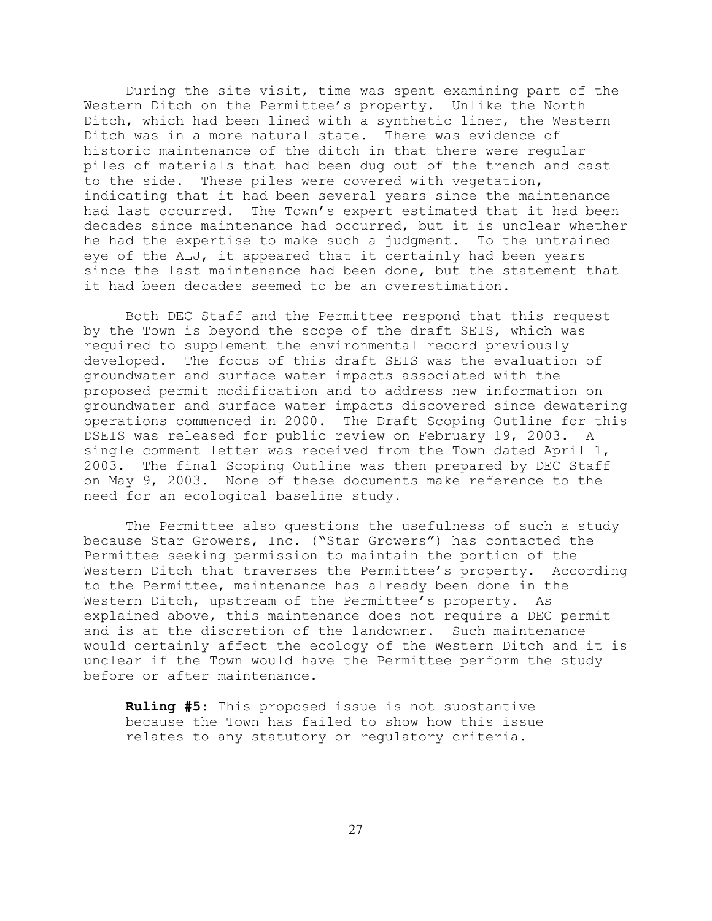During the site visit, time was spent examining part of the Western Ditch on the Permittee's property. Unlike the North Ditch, which had been lined with a synthetic liner, the Western Ditch was in a more natural state. There was evidence of historic maintenance of the ditch in that there were regular piles of materials that had been dug out of the trench and cast to the side. These piles were covered with vegetation, indicating that it had been several years since the maintenance had last occurred. The Town's expert estimated that it had been decades since maintenance had occurred, but it is unclear whether he had the expertise to make such a judgment. To the untrained eye of the ALJ, it appeared that it certainly had been years since the last maintenance had been done, but the statement that it had been decades seemed to be an overestimation.

Both DEC Staff and the Permittee respond that this request by the Town is beyond the scope of the draft SEIS, which was required to supplement the environmental record previously developed. The focus of this draft SEIS was the evaluation of groundwater and surface water impacts associated with the proposed permit modification and to address new information on groundwater and surface water impacts discovered since dewatering operations commenced in 2000. The Draft Scoping Outline for this DSEIS was released for public review on February 19, 2003. A single comment letter was received from the Town dated April 1, 2003. The final Scoping Outline was then prepared by DEC Staff on May 9, 2003. None of these documents make reference to the need for an ecological baseline study.

The Permittee also questions the usefulness of such a study because Star Growers, Inc. ("Star Growers") has contacted the Permittee seeking permission to maintain the portion of the Western Ditch that traverses the Permittee's property. According to the Permittee, maintenance has already been done in the Western Ditch, upstream of the Permittee's property. As explained above, this maintenance does not require a DEC permit and is at the discretion of the landowner. Such maintenance would certainly affect the ecology of the Western Ditch and it is unclear if the Town would have the Permittee perform the study before or after maintenance.

**Ruling #5:** This proposed issue is not substantive because the Town has failed to show how this issue relates to any statutory or regulatory criteria.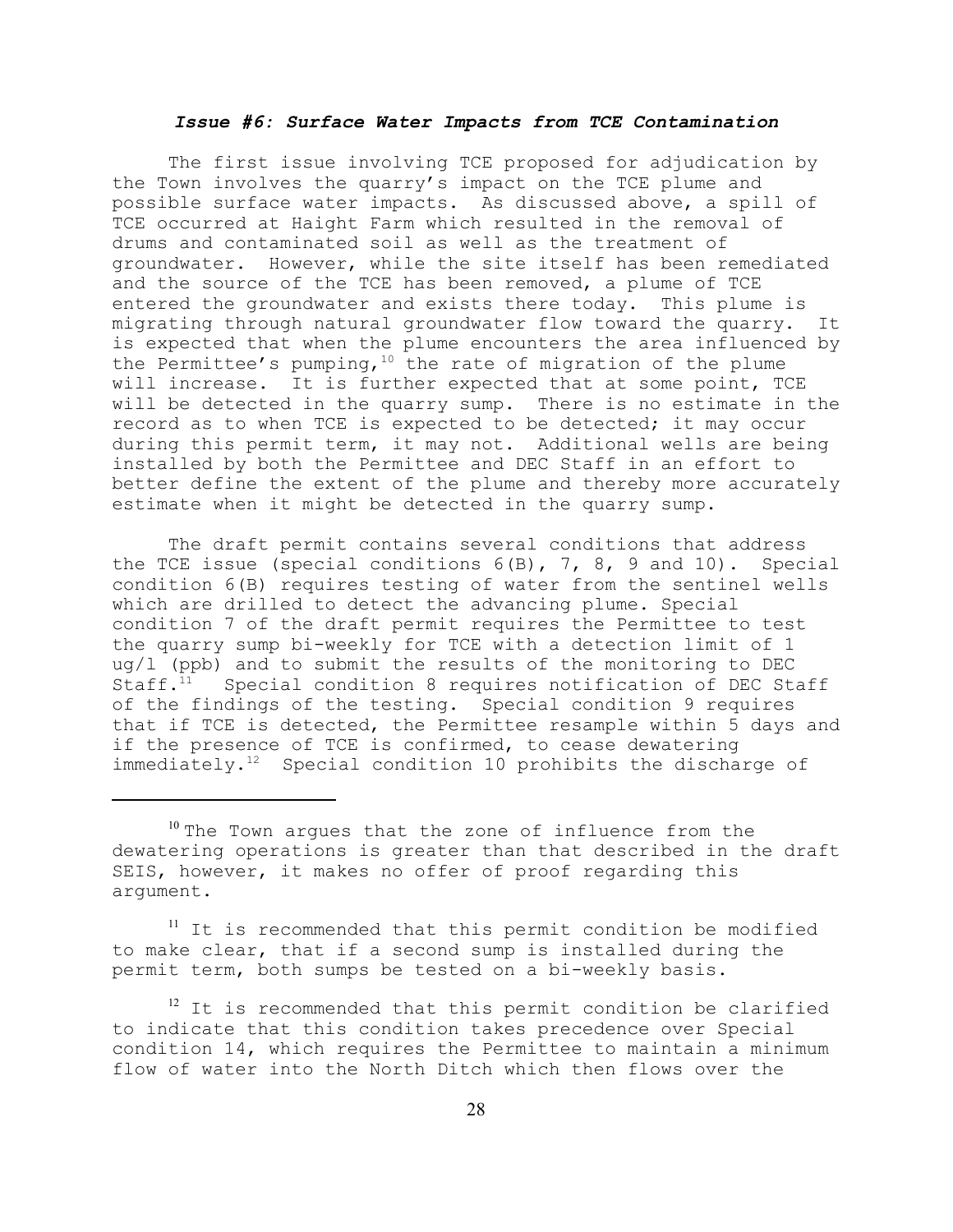### *Issue #6: Surface Water Impacts from TCE Contamination*

The first issue involving TCE proposed for adjudication by the Town involves the quarry's impact on the TCE plume and possible surface water impacts. As discussed above, a spill of TCE occurred at Haight Farm which resulted in the removal of drums and contaminated soil as well as the treatment of groundwater. However, while the site itself has been remediated and the source of the TCE has been removed, a plume of TCE entered the groundwater and exists there today. This plume is migrating through natural groundwater flow toward the quarry. It is expected that when the plume encounters the area influenced by the Permittee's pumping,[10] the rate of migration of the plume will increase. It is further expected that at some point, TCE will be detected in the quarry sump. There is no estimate in the record as to when TCE is expected to be detected; it may occur during this permit term, it may not. Additional wells are being installed by both the Permittee and DEC Staff in an effort to better define the extent of the plume and thereby more accurately estimate when it might be detected in the quarry sump.

The draft permit contains several conditions that address the TCE issue (special conditions 6(B), 7, 8, 9 and 10). Special condition 6(B) requires testing of water from the sentinel wells which are drilled to detect the advancing plume. Special condition 7 of the draft permit requires the Permittee to test the quarry sump bi-weekly for TCE with a detection limit of 1 ug/l (ppb) and to submit the results of the monitoring to DEC Staff.[11] Special condition 8 requires notification of DEC Staff of the findings of the testing. Special condition 9 requires that if TCE is detected, the Permittee resample within 5 days and if the presence of TCE is confirmed, to cease dewatering immediately.[12] Special condition 10 prohibits the discharge of

---

[10] The Town argues that the zone of influence from the dewatering operations is greater than that described in the draft SEIS, however, it makes no offer of proof regarding this argument.

[11] It is recommended that this permit condition be modified to make clear, that if a second sump is installed during the permit term, both sumps be tested on a bi-weekly basis.

[12] It is recommended that this permit condition be clarified to indicate that this condition takes precedence over Special condition 14, which requires the Permittee to maintain a minimum flow of water into the North Ditch which then flows over the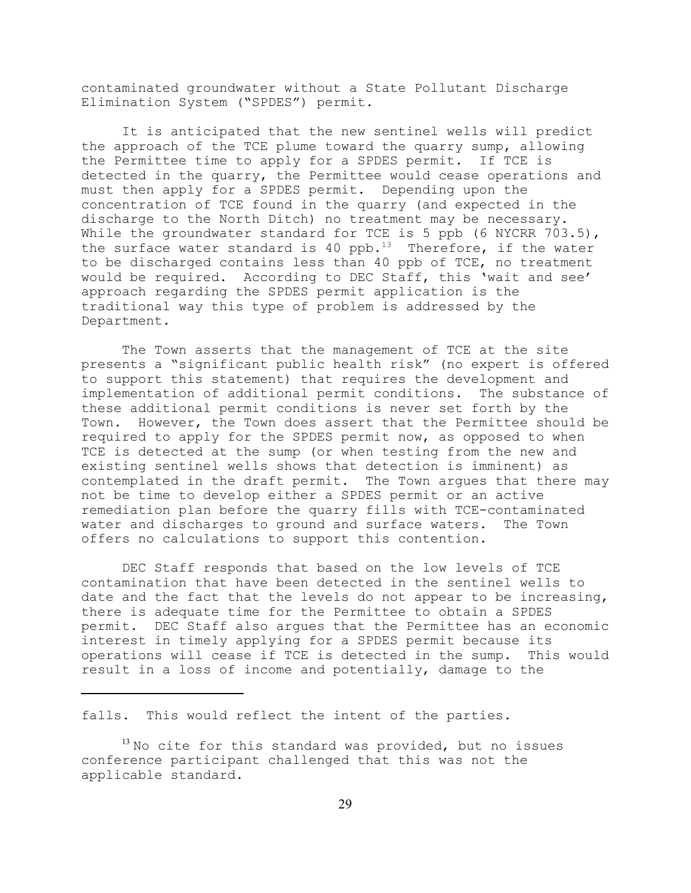contaminated groundwater without a State Pollutant Discharge Elimination System ("SPDES") permit.

It is anticipated that the new sentinel wells will predict the approach of the TCE plume toward the quarry sump, allowing the Permittee time to apply for a SPDES permit. If TCE is detected in the quarry, the Permittee would cease operations and must then apply for a SPDES permit. Depending upon the concentration of TCE found in the quarry (and expected in the discharge to the North Ditch) no treatment may be necessary. While the groundwater standard for TCE is 5 ppb (6 NYCRR 703.5), the surface water standard is 40 ppb.[13] Therefore, if the water to be discharged contains less than 40 ppb of TCE, no treatment would be required. According to DEC Staff, this 'wait and see' approach regarding the SPDES permit application is the traditional way this type of problem is addressed by the Department.

The Town asserts that the management of TCE at the site presents a "significant public health risk" (no expert is offered to support this statement) that requires the development and implementation of additional permit conditions. The substance of these additional permit conditions is never set forth by the Town. However, the Town does assert that the Permittee should be required to apply for the SPDES permit now, as opposed to when TCE is detected at the sump (or when testing from the new and existing sentinel wells shows that detection is imminent) as contemplated in the draft permit. The Town argues that there may not be time to develop either a SPDES permit or an active remediation plan before the quarry fills with TCE-contaminated water and discharges to ground and surface waters. The Town offers no calculations to support this contention.

DEC Staff responds that based on the low levels of TCE contamination that have been detected in the sentinel wells to date and the fact that the levels do not appear to be increasing, there is adequate time for the Permittee to obtain a SPDES permit. DEC Staff also argues that the Permittee has an economic interest in timely applying for a SPDES permit because its operations will cease if TCE is detected in the sump. This would result in a loss of income and potentially, damage to the

---

falls. This would reflect the intent of the parties.

[13] No cite for this standard was provided, but no issues conference participant challenged that this was not the applicable standard.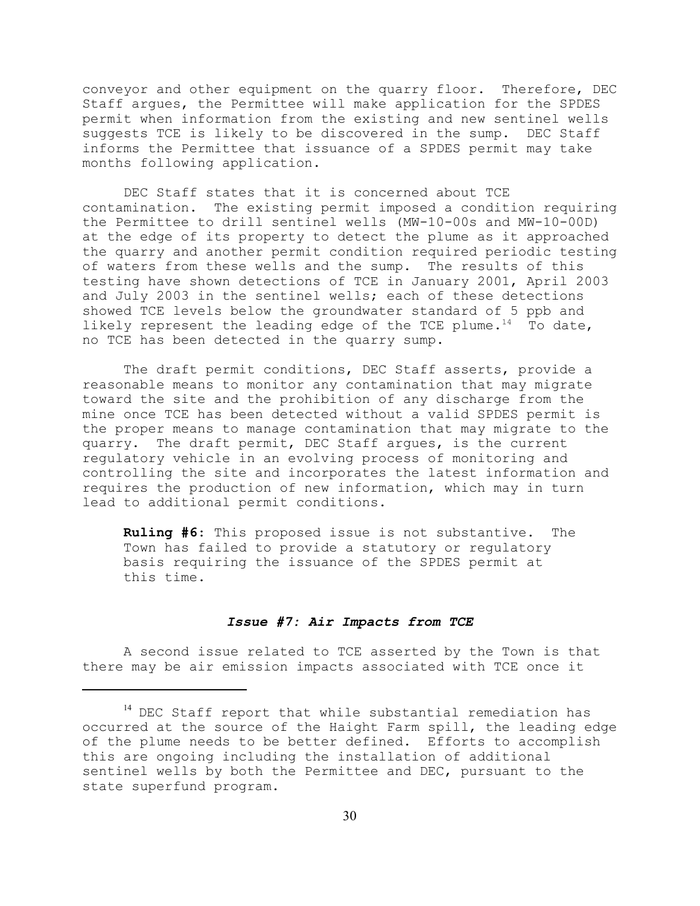conveyor and other equipment on the quarry floor. Therefore, DEC Staff argues, the Permittee will make application for the SPDES permit when information from the existing and new sentinel wells suggests TCE is likely to be discovered in the sump. DEC Staff informs the Permittee that issuance of a SPDES permit may take months following application.

DEC Staff states that it is concerned about TCE contamination. The existing permit imposed a condition requiring the Permittee to drill sentinel wells (MW-10-00s and MW-10-00D) at the edge of its property to detect the plume as it approached the quarry and another permit condition required periodic testing of waters from these wells and the sump. The results of this testing have shown detections of TCE in January 2001, April 2003 and July 2003 in the sentinel wells; each of these detections showed TCE levels below the groundwater standard of 5 ppb and likely represent the leading edge of the TCE plume.[14] To date, no TCE has been detected in the quarry sump.

The draft permit conditions, DEC Staff asserts, provide a reasonable means to monitor any contamination that may migrate toward the site and the prohibition of any discharge from the mine once TCE has been detected without a valid SPDES permit is the proper means to manage contamination that may migrate to the quarry. The draft permit, DEC Staff argues, is the current regulatory vehicle in an evolving process of monitoring and controlling the site and incorporates the latest information and requires the production of new information, which may in turn lead to additional permit conditions.

> **Ruling #6:** This proposed issue is not substantive. The Town has failed to provide a statutory or regulatory basis requiring the issuance of the SPDES permit at this time.

### *Issue #7: Air Impacts from TCE*

A second issue related to TCE asserted by the Town is that there may be air emission impacts associated with TCE once it

---

[14] DEC Staff report that while substantial remediation has occurred at the source of the Haight Farm spill, the leading edge of the plume needs to be better defined. Efforts to accomplish this are ongoing including the installation of additional sentinel wells by both the Permittee and DEC, pursuant to the state superfund program.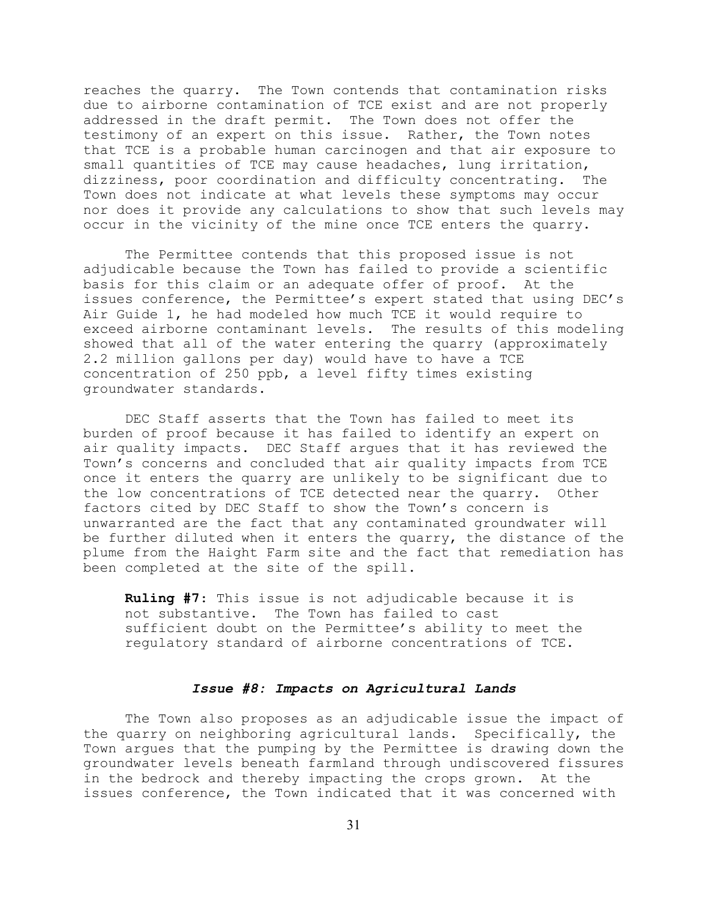reaches the quarry. The Town contends that contamination risks due to airborne contamination of TCE exist and are not properly addressed in the draft permit. The Town does not offer the testimony of an expert on this issue. Rather, the Town notes that TCE is a probable human carcinogen and that air exposure to small quantities of TCE may cause headaches, lung irritation, dizziness, poor coordination and difficulty concentrating. The Town does not indicate at what levels these symptoms may occur nor does it provide any calculations to show that such levels may occur in the vicinity of the mine once TCE enters the quarry.

The Permittee contends that this proposed issue is not adjudicable because the Town has failed to provide a scientific basis for this claim or an adequate offer of proof. At the issues conference, the Permittee's expert stated that using DEC's Air Guide 1, he had modeled how much TCE it would require to exceed airborne contaminant levels. The results of this modeling showed that all of the water entering the quarry (approximately 2.2 million gallons per day) would have to have a TCE concentration of 250 ppb, a level fifty times existing groundwater standards.

DEC Staff asserts that the Town has failed to meet its burden of proof because it has failed to identify an expert on air quality impacts. DEC Staff argues that it has reviewed the Town's concerns and concluded that air quality impacts from TCE once it enters the quarry are unlikely to be significant due to the low concentrations of TCE detected near the quarry. Other factors cited by DEC Staff to show the Town's concern is unwarranted are the fact that any contaminated groundwater will be further diluted when it enters the quarry, the distance of the plume from the Haight Farm site and the fact that remediation has been completed at the site of the spill.

> **Ruling #7:** This issue is not adjudicable because it is not substantive. The Town has failed to cast sufficient doubt on the Permittee's ability to meet the regulatory standard of airborne concentrations of TCE.

### *Issue #8: Impacts on Agricultural Lands*

The Town also proposes as an adjudicable issue the impact of the quarry on neighboring agricultural lands. Specifically, the Town argues that the pumping by the Permittee is drawing down the groundwater levels beneath farmland through undiscovered fissures in the bedrock and thereby impacting the crops grown. At the issues conference, the Town indicated that it was concerned with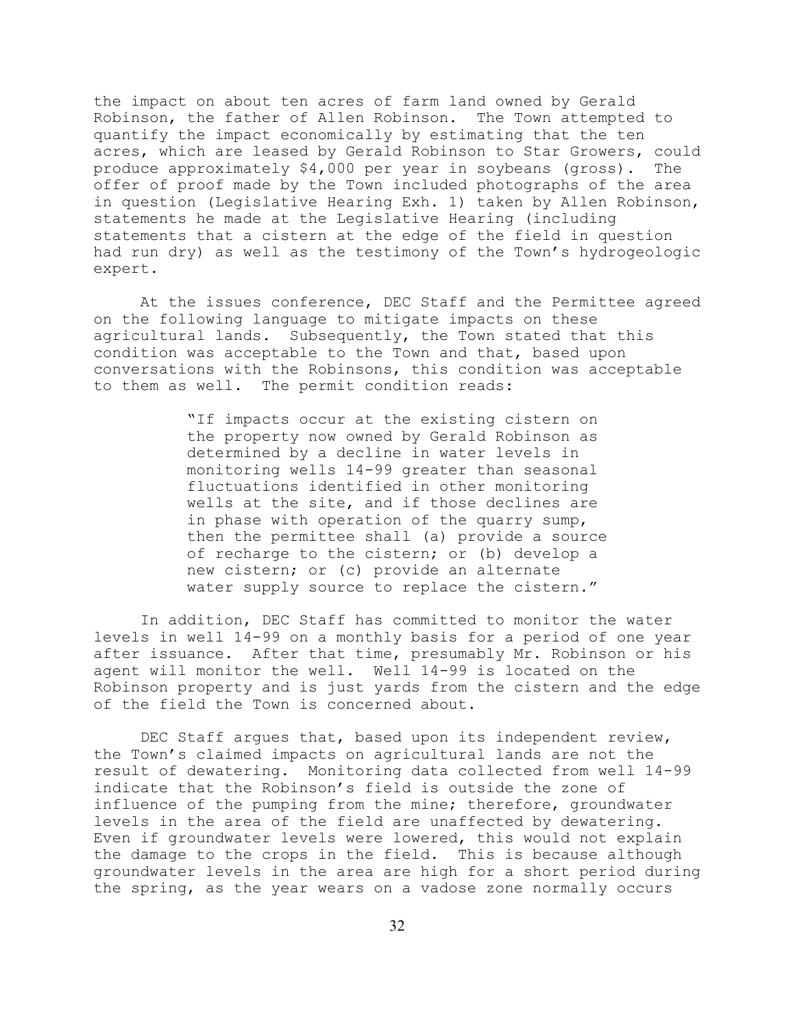the impact on about ten acres of farm land owned by Gerald Robinson, the father of Allen Robinson. The Town attempted to quantify the impact economically by estimating that the ten acres, which are leased by Gerald Robinson to Star Growers, could produce approximately $4,000 per year in soybeans (gross). The offer of proof made by the Town included photographs of the area in question (Legislative Hearing Exh. 1) taken by Allen Robinson, statements he made at the Legislative Hearing (including statements that a cistern at the edge of the field in question had run dry) as well as the testimony of the Town's hydrogeologic expert.

At the issues conference, DEC Staff and the Permittee agreed on the following language to mitigate impacts on these agricultural lands. Subsequently, the Town stated that this condition was acceptable to the Town and that, based upon conversations with the Robinsons, this condition was acceptable to them as well. The permit condition reads:

> "If impacts occur at the existing cistern on the property now owned by Gerald Robinson as determined by a decline in water levels in monitoring wells 14-99 greater than seasonal fluctuations identified in other monitoring wells at the site, and if those declines are in phase with operation of the quarry sump, then the permittee shall (a) provide a source of recharge to the cistern; or (b) develop a new cistern; or (c) provide an alternate water supply source to replace the cistern."

In addition, DEC Staff has committed to monitor the water levels in well 14-99 on a monthly basis for a period of one year after issuance. After that time, presumably Mr. Robinson or his agent will monitor the well. Well 14-99 is located on the Robinson property and is just yards from the cistern and the edge of the field the Town is concerned about.

DEC Staff argues that, based upon its independent review, the Town's claimed impacts on agricultural lands are not the result of dewatering. Monitoring data collected from well 14-99 indicate that the Robinson's field is outside the zone of influence of the pumping from the mine; therefore, groundwater levels in the area of the field are unaffected by dewatering. Even if groundwater levels were lowered, this would not explain the damage to the crops in the field. This is because although groundwater levels in the area are high for a short period during the spring, as the year wears on a vadose zone normally occurs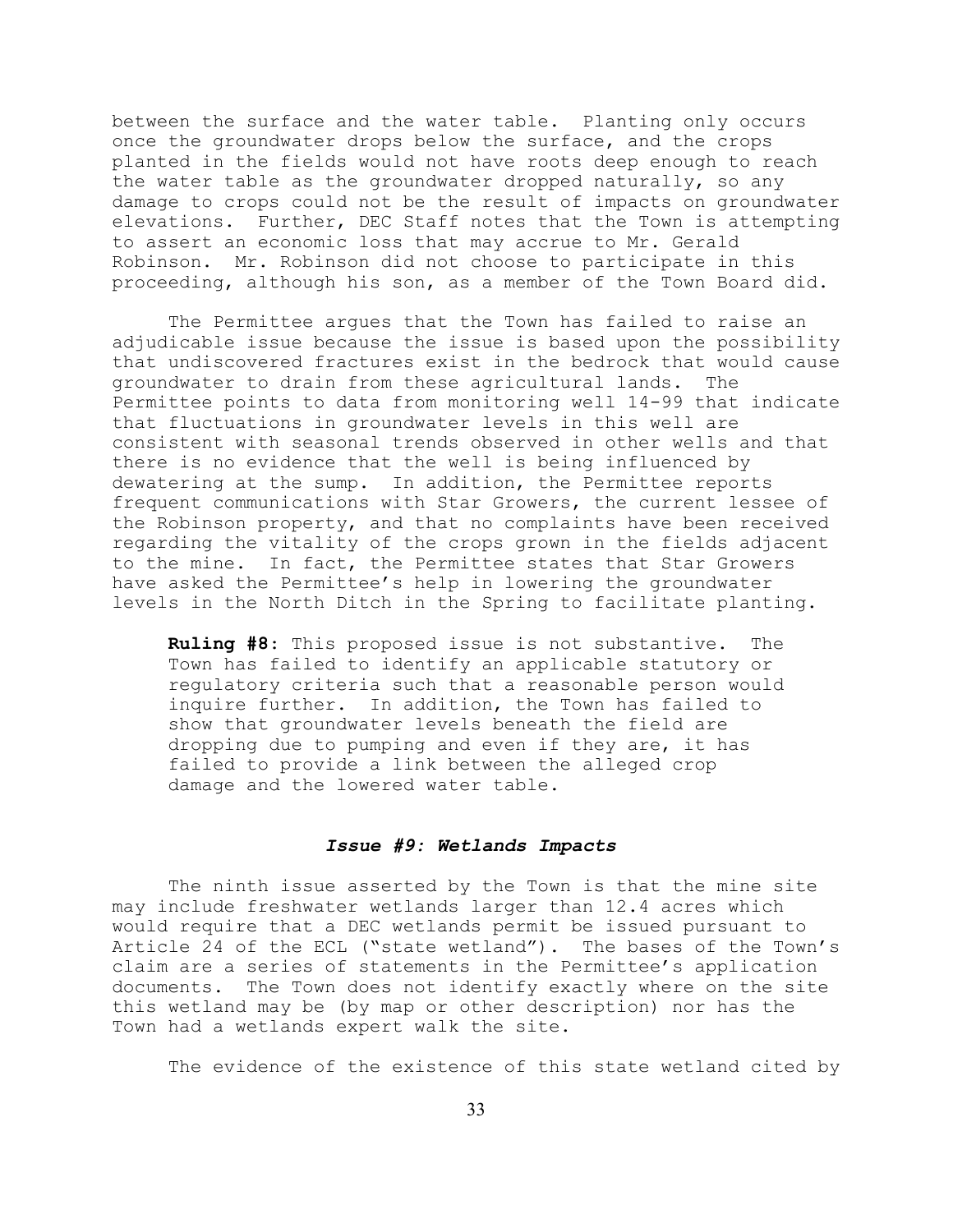between the surface and the water table. Planting only occurs once the groundwater drops below the surface, and the crops planted in the fields would not have roots deep enough to reach the water table as the groundwater dropped naturally, so any damage to crops could not be the result of impacts on groundwater elevations. Further, DEC Staff notes that the Town is attempting to assert an economic loss that may accrue to Mr. Gerald Robinson. Mr. Robinson did not choose to participate in this proceeding, although his son, as a member of the Town Board did.

The Permittee argues that the Town has failed to raise an adjudicable issue because the issue is based upon the possibility that undiscovered fractures exist in the bedrock that would cause groundwater to drain from these agricultural lands. The Permittee points to data from monitoring well 14-99 that indicate that fluctuations in groundwater levels in this well are consistent with seasonal trends observed in other wells and that there is no evidence that the well is being influenced by dewatering at the sump. In addition, the Permittee reports frequent communications with Star Growers, the current lessee of the Robinson property, and that no complaints have been received regarding the vitality of the crops grown in the fields adjacent to the mine. In fact, the Permittee states that Star Growers have asked the Permittee's help in lowering the groundwater levels in the North Ditch in the Spring to facilitate planting.

> **Ruling #8:** This proposed issue is not substantive. The Town has failed to identify an applicable statutory or regulatory criteria such that a reasonable person would inquire further. In addition, the Town has failed to show that groundwater levels beneath the field are dropping due to pumping and even if they are, it has failed to provide a link between the alleged crop damage and the lowered water table.

### *Issue #9: Wetlands Impacts*

The ninth issue asserted by the Town is that the mine site may include freshwater wetlands larger than 12.4 acres which would require that a DEC wetlands permit be issued pursuant to Article 24 of the ECL ("state wetland"). The bases of the Town's claim are a series of statements in the Permittee's application documents. The Town does not identify exactly where on the site this wetland may be (by map or other description) nor has the Town had a wetlands expert walk the site.

The evidence of the existence of this state wetland cited by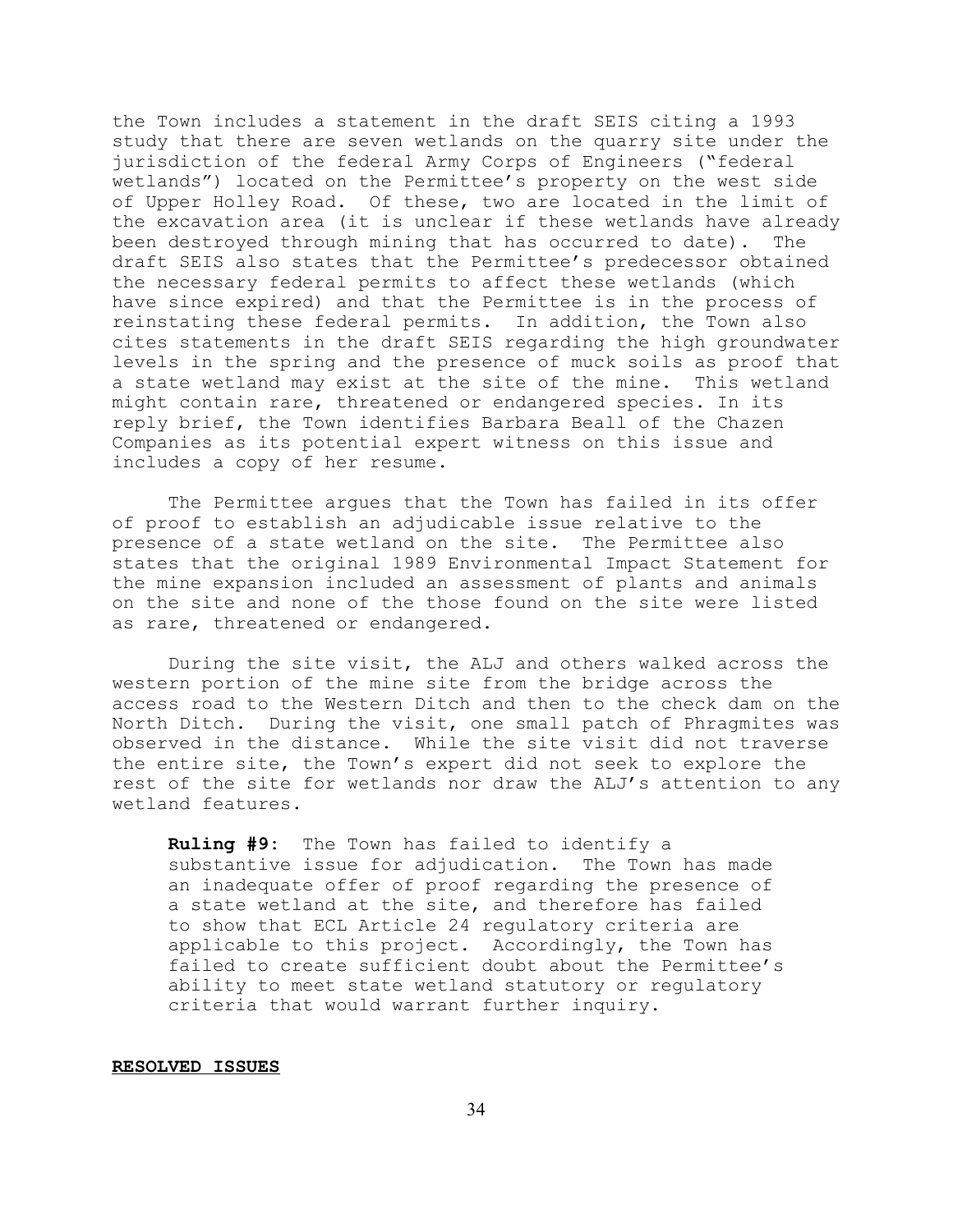the Town includes a statement in the draft SEIS citing a 1993 study that there are seven wetlands on the quarry site under the jurisdiction of the federal Army Corps of Engineers ("federal wetlands") located on the Permittee's property on the west side of Upper Holley Road. Of these, two are located in the limit of the excavation area (it is unclear if these wetlands have already been destroyed through mining that has occurred to date). The draft SEIS also states that the Permittee's predecessor obtained the necessary federal permits to affect these wetlands (which have since expired) and that the Permittee is in the process of reinstating these federal permits. In addition, the Town also cites statements in the draft SEIS regarding the high groundwater levels in the spring and the presence of muck soils as proof that a state wetland may exist at the site of the mine. This wetland might contain rare, threatened or endangered species. In its reply brief, the Town identifies Barbara Beall of the Chazen Companies as its potential expert witness on this issue and includes a copy of her resume.

The Permittee argues that the Town has failed in its offer of proof to establish an adjudicable issue relative to the presence of a state wetland on the site. The Permittee also states that the original 1989 Environmental Impact Statement for the mine expansion included an assessment of plants and animals on the site and none of the those found on the site were listed as rare, threatened or endangered.

During the site visit, the ALJ and others walked across the western portion of the mine site from the bridge across the access road to the Western Ditch and then to the check dam on the North Ditch. During the visit, one small patch of Phragmites was observed in the distance. While the site visit did not traverse the entire site, the Town's expert did not seek to explore the rest of the site for wetlands nor draw the ALJ's attention to any wetland features.

> **Ruling #9:** The Town has failed to identify a substantive issue for adjudication. The Town has made an inadequate offer of proof regarding the presence of a state wetland at the site, and therefore has failed to show that ECL Article 24 regulatory criteria are applicable to this project. Accordingly, the Town has failed to create sufficient doubt about the Permittee's ability to meet state wetland statutory or regulatory criteria that would warrant further inquiry.

## RESOLVED ISSUES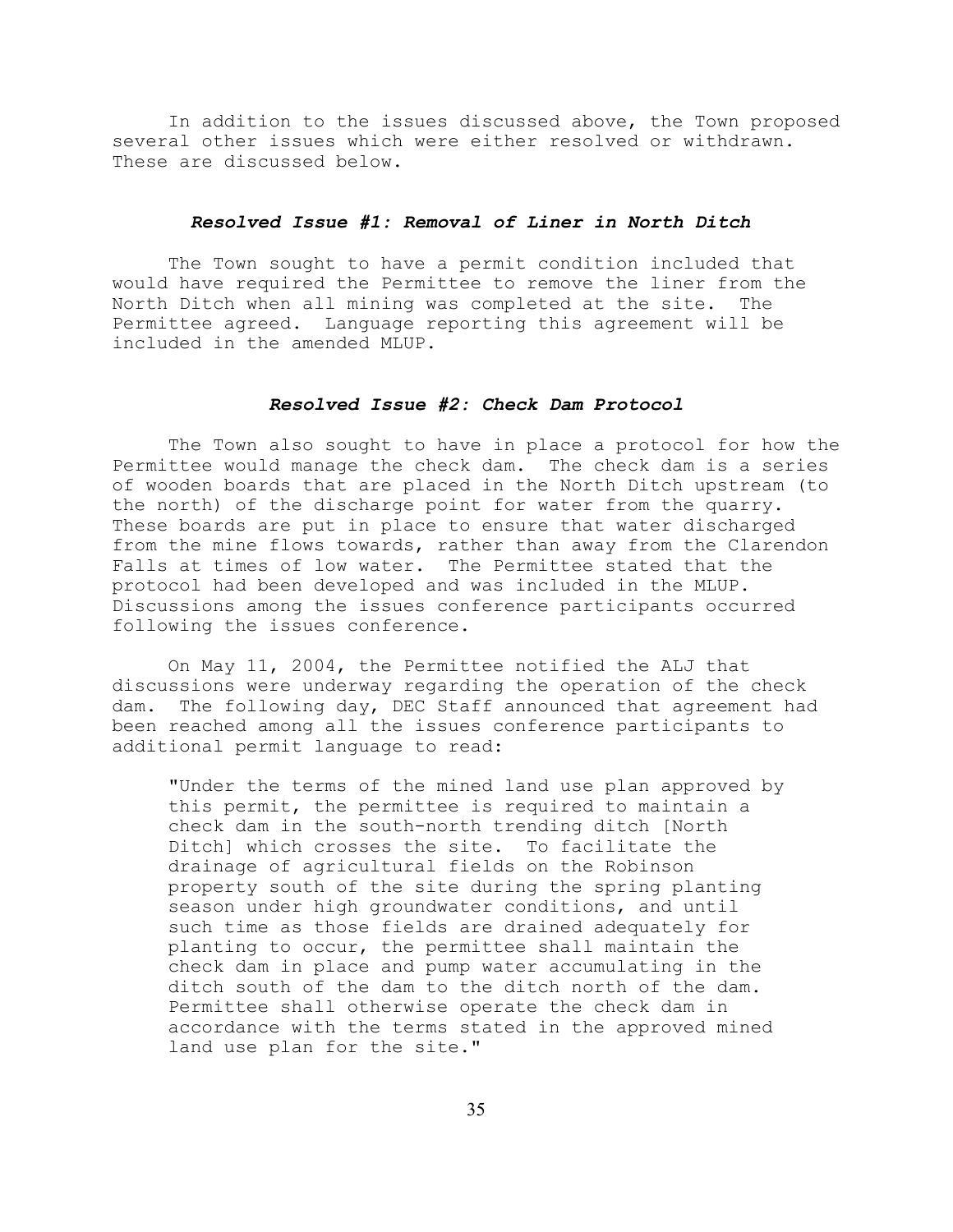In addition to the issues discussed above, the Town proposed several other issues which were either resolved or withdrawn. These are discussed below.

### ***Resolved Issue #1: Removal of Liner in North Ditch***

The Town sought to have a permit condition included that would have required the Permittee to remove the liner from the North Ditch when all mining was completed at the site. The Permittee agreed. Language reporting this agreement will be included in the amended MLUP.

### ***Resolved Issue #2: Check Dam Protocol***

The Town also sought to have in place a protocol for how the Permittee would manage the check dam. The check dam is a series of wooden boards that are placed in the North Ditch upstream (to the north) of the discharge point for water from the quarry. These boards are put in place to ensure that water discharged from the mine flows towards, rather than away from the Clarendon Falls at times of low water. The Permittee stated that the protocol had been developed and was included in the MLUP. Discussions among the issues conference participants occurred following the issues conference.

On May 11, 2004, the Permittee notified the ALJ that discussions were underway regarding the operation of the check dam. The following day, DEC Staff announced that agreement had been reached among all the issues conference participants to additional permit language to read:

> "Under the terms of the mined land use plan approved by this permit, the permittee is required to maintain a check dam in the south-north trending ditch [North Ditch] which crosses the site. To facilitate the drainage of agricultural fields on the Robinson property south of the site during the spring planting season under high groundwater conditions, and until such time as those fields are drained adequately for planting to occur, the permittee shall maintain the check dam in place and pump water accumulating in the ditch south of the dam to the ditch north of the dam. Permittee shall otherwise operate the check dam in accordance with the terms stated in the approved mined land use plan for the site."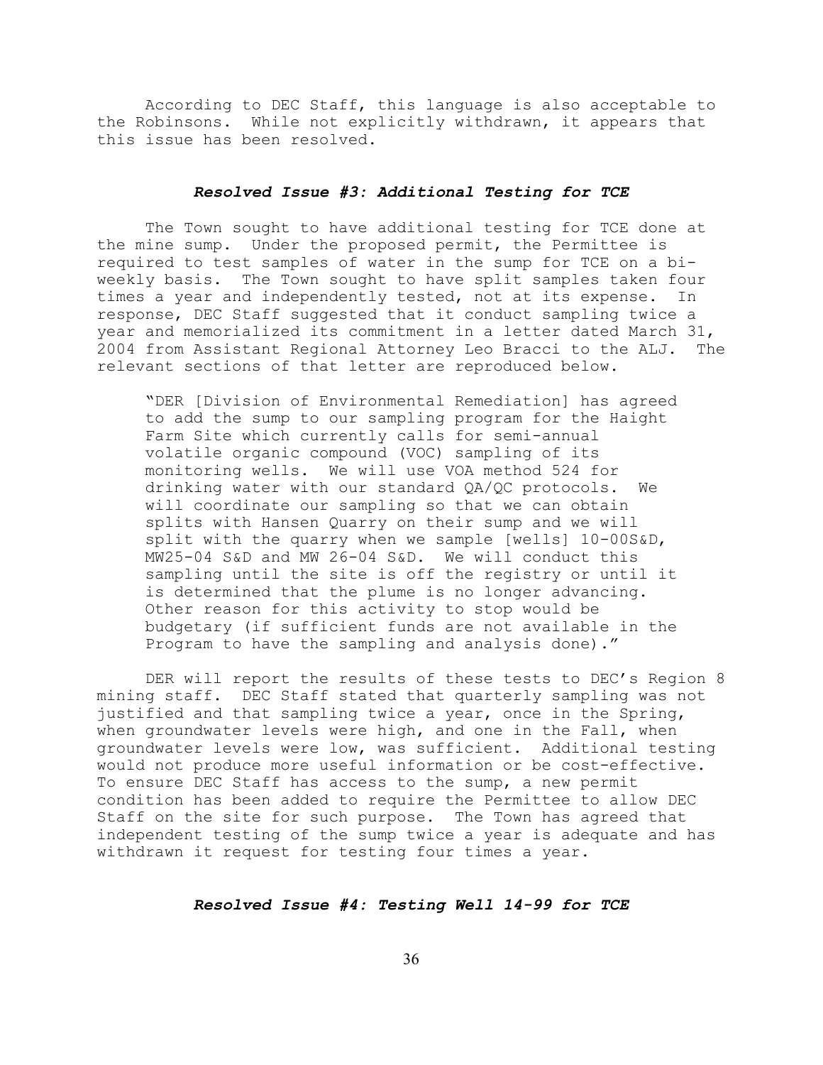According to DEC Staff, this language is also acceptable to the Robinsons. While not explicitly withdrawn, it appears that this issue has been resolved.

### ***Resolved Issue #3: Additional Testing for TCE***

The Town sought to have additional testing for TCE done at the mine sump. Under the proposed permit, the Permittee is required to test samples of water in the sump for TCE on a bi-weekly basis. The Town sought to have split samples taken four times a year and independently tested, not at its expense. In response, DEC Staff suggested that it conduct sampling twice a year and memorialized its commitment in a letter dated March 31, 2004 from Assistant Regional Attorney Leo Bracci to the ALJ. The relevant sections of that letter are reproduced below.

> "DER [Division of Environmental Remediation] has agreed to add the sump to our sampling program for the Haight Farm Site which currently calls for semi-annual volatile organic compound (VOC) sampling of its monitoring wells. We will use VOA method 524 for drinking water with our standard QA/QC protocols. We will coordinate our sampling so that we can obtain splits with Hansen Quarry on their sump and we will split with the quarry when we sample [wells] 10-00S&D, MW25-04 S&D and MW 26-04 S&D. We will conduct this sampling until the site is off the registry or until it is determined that the plume is no longer advancing. Other reason for this activity to stop would be budgetary (if sufficient funds are not available in the Program to have the sampling and analysis done)."

DER will report the results of these tests to DEC's Region 8 mining staff. DEC Staff stated that quarterly sampling was not justified and that sampling twice a year, once in the Spring, when groundwater levels were high, and one in the Fall, when groundwater levels were low, was sufficient. Additional testing would not produce more useful information or be cost-effective. To ensure DEC Staff has access to the sump, a new permit condition has been added to require the Permittee to allow DEC Staff on the site for such purpose. The Town has agreed that independent testing of the sump twice a year is adequate and has withdrawn it request for testing four times a year.

### ***Resolved Issue #4: Testing Well 14-99 for TCE***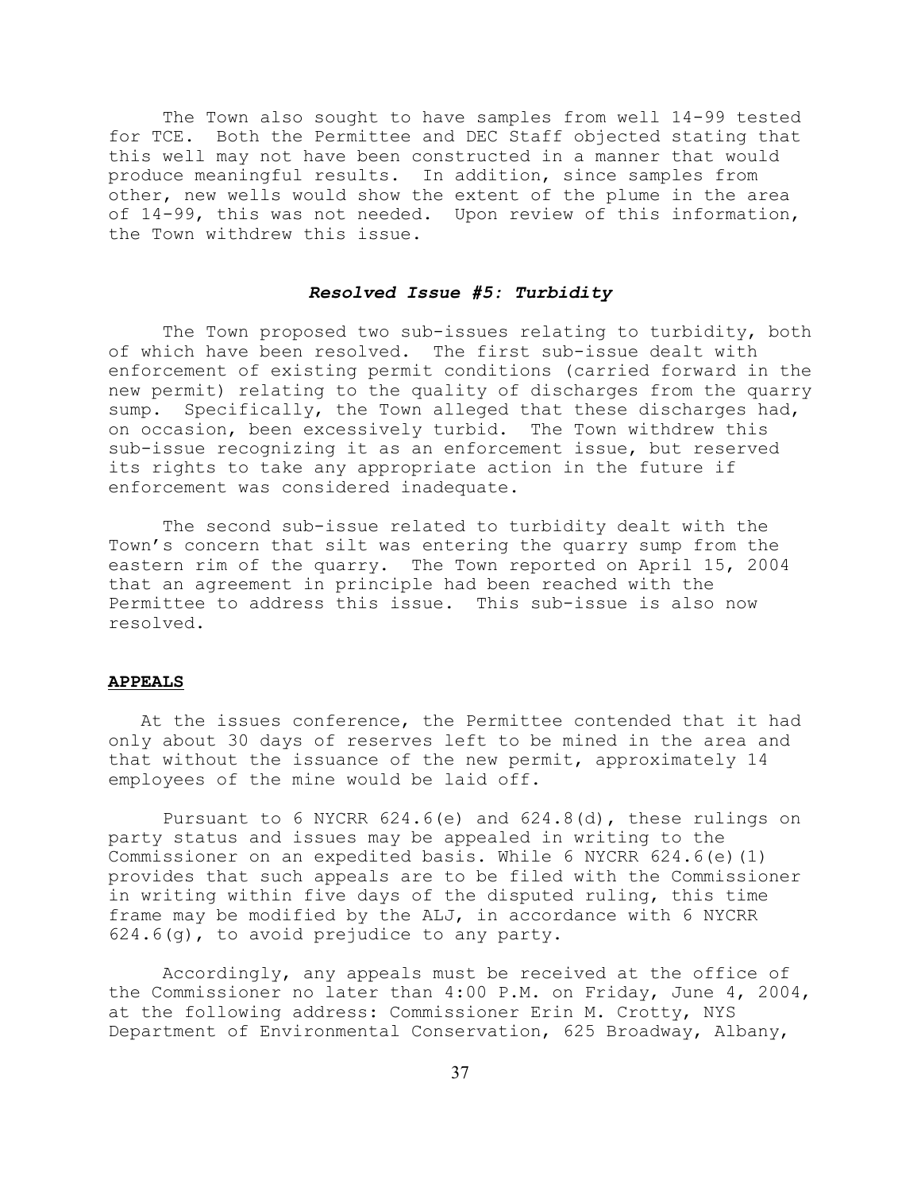The Town also sought to have samples from well 14-99 tested for TCE. Both the Permittee and DEC Staff objected stating that this well may not have been constructed in a manner that would produce meaningful results. In addition, since samples from other, new wells would show the extent of the plume in the area of 14-99, this was not needed. Upon review of this information, the Town withdrew this issue.

### ***Resolved Issue #5: Turbidity***

The Town proposed two sub-issues relating to turbidity, both of which have been resolved. The first sub-issue dealt with enforcement of existing permit conditions (carried forward in the new permit) relating to the quality of discharges from the quarry sump. Specifically, the Town alleged that these discharges had, on occasion, been excessively turbid. The Town withdrew this sub-issue recognizing it as an enforcement issue, but reserved its rights to take any appropriate action in the future if enforcement was considered inadequate.

The second sub-issue related to turbidity dealt with the Town's concern that silt was entering the quarry sump from the eastern rim of the quarry. The Town reported on April 15, 2004 that an agreement in principle had been reached with the Permittee to address this issue. This sub-issue is also now resolved.

## **APPEALS**

At the issues conference, the Permittee contended that it had only about 30 days of reserves left to be mined in the area and that without the issuance of the new permit, approximately 14 employees of the mine would be laid off.

Pursuant to 6 NYCRR 624.6(e) and 624.8(d), these rulings on party status and issues may be appealed in writing to the Commissioner on an expedited basis. While 6 NYCRR 624.6(e)(1) provides that such appeals are to be filed with the Commissioner in writing within five days of the disputed ruling, this time frame may be modified by the ALJ, in accordance with 6 NYCRR 624.6(g), to avoid prejudice to any party.

Accordingly, any appeals must be received at the office of the Commissioner no later than 4:00 P.M. on Friday, June 4, 2004, at the following address: Commissioner Erin M. Crotty, NYS Department of Environmental Conservation, 625 Broadway, Albany,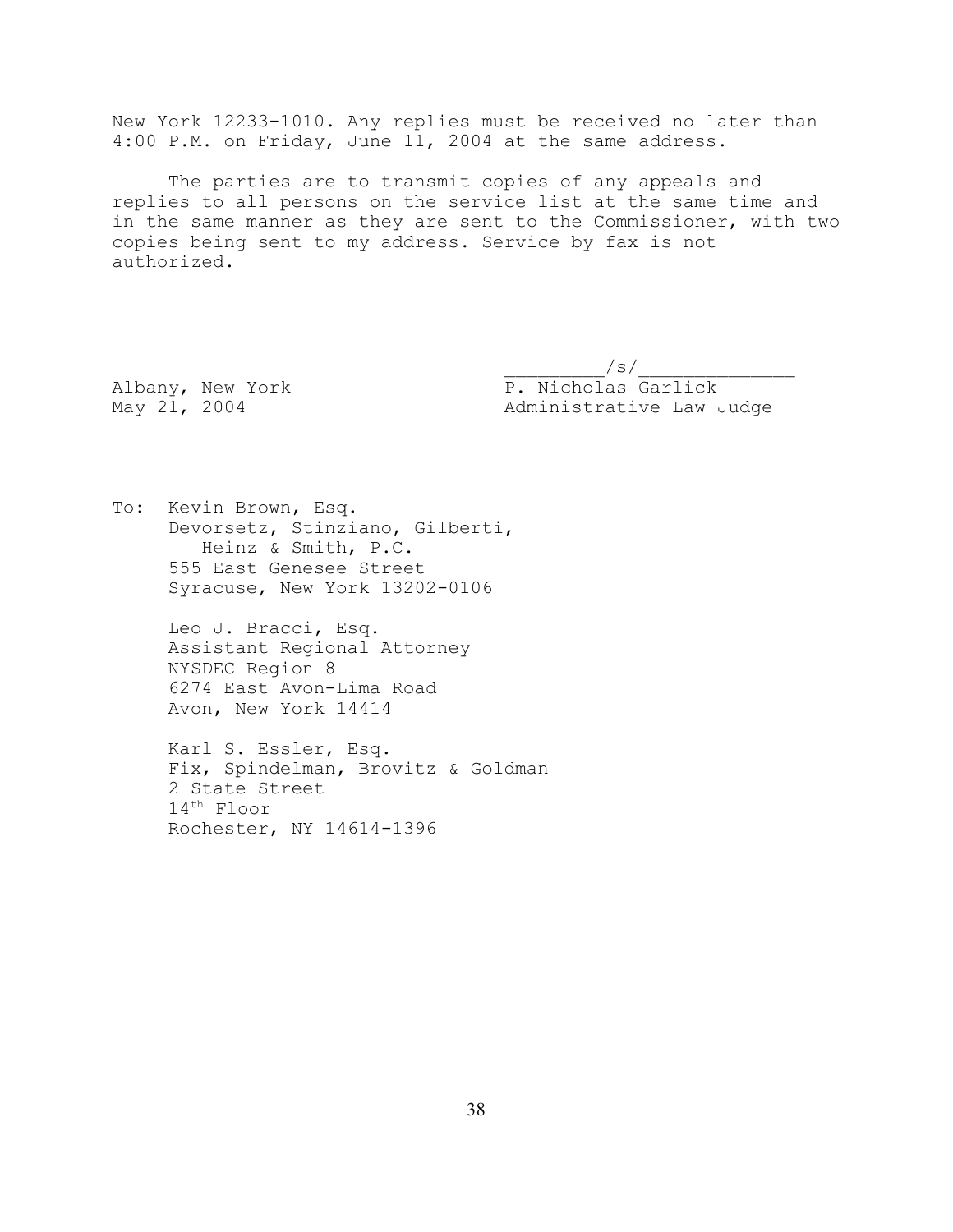New York 12233-1010. Any replies must be received no later than 4:00 P.M. on Friday, June 11, 2004 at the same address.

The parties are to transmit copies of any appeals and replies to all persons on the service list at the same time and in the same manner as they are sent to the Commissioner, with two copies being sent to my address. Service by fax is not authorized.

_________/s/______________
P. Nicholas Garlick
Administrative Law Judge

Albany, New York
May 21, 2004

To: Kevin Brown, Esq.
Devorsetz, Stinziano, Gilberti, Heinz & Smith, P.C.
555 East Genesee Street
Syracuse, New York 13202-0106

Leo J. Bracci, Esq.
Assistant Regional Attorney
NYSDEC Region 8
6274 East Avon-Lima Road
Avon, New York 14414

Karl S. Essler, Esq.
Fix, Spindelman, Brovitz & Goldman
2 State Street
14th Floor
Rochester, NY 14614-1396